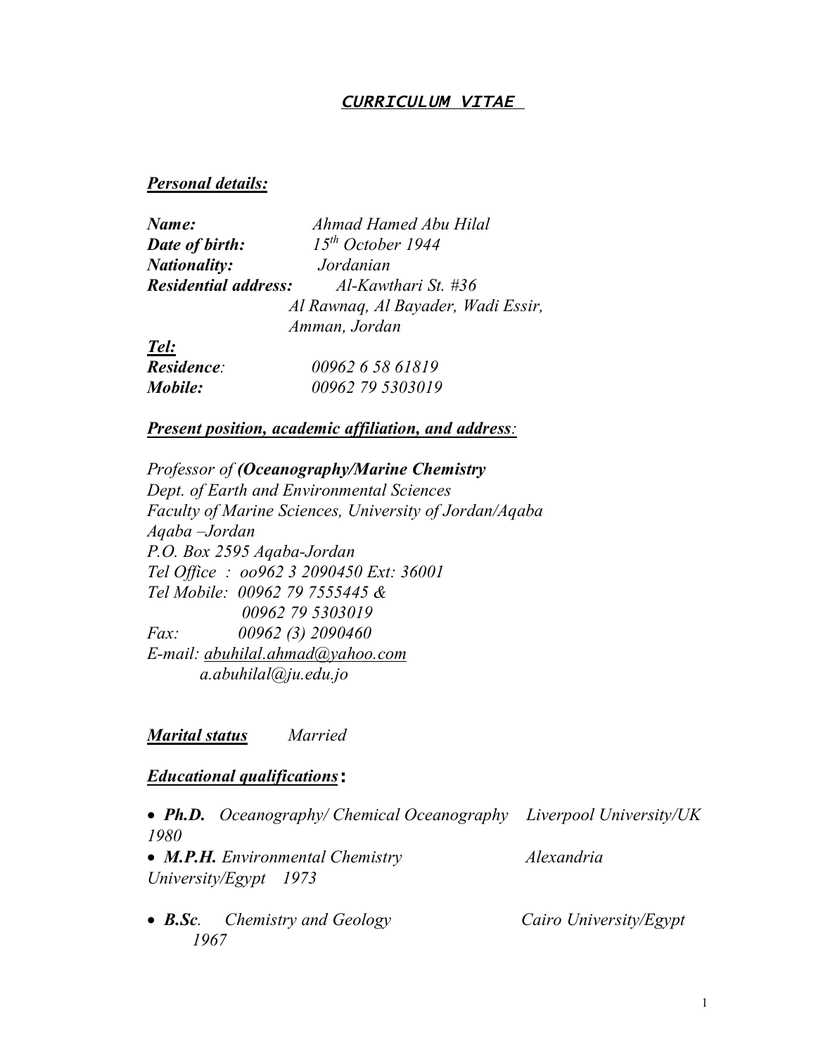# ***CURRICULUM VITAE***

## ***Personal details:***

***Name:*** *Ahmad Hamed Abu Hilal*
***Date of birth:*** *15th October 1944*
***Nationality:*** *Jordanian*
***Residential address:*** *Al-Kawthari St. #36*
*Al Rawnaq, Al Bayader, Wadi Essir,*
*Amman, Jordan*

***Tel:***
***Residence:*** *00962 6 58 61819*
***Mobile:*** *00962 79 5303019*

## ***Present position, academic affiliation, and address:***

*Professor of* ***(Oceanography/Marine Chemistry***
*Dept. of Earth and Environmental Sciences*
*Faculty of Marine Sciences, University of Jordan/Aqaba*
*Aqaba –Jordan*
*P.O. Box 2595 Aqaba-Jordan*
*Tel Office : oo962 3 2090450 Ext: 36001*
*Tel Mobile: 00962 79 7555445 &*
*00962 79 5303019*
*Fax: 00962 (3) 2090460*
*E-mail: abuhilal.ahmad@yahoo.com*
*a.abuhilal@ju.edu.jo*

***Marital status*** *Married*

## ***Educational qualifications*:**

- ***Ph.D.*** *Oceanography/ Chemical Oceanography Liverpool University/UK 1980*
- ***M.P.H.*** *Environmental Chemistry Alexandria University/Egypt 1973*
- ***B.Sc.*** *Chemistry and Geology Cairo University/Egypt 1967*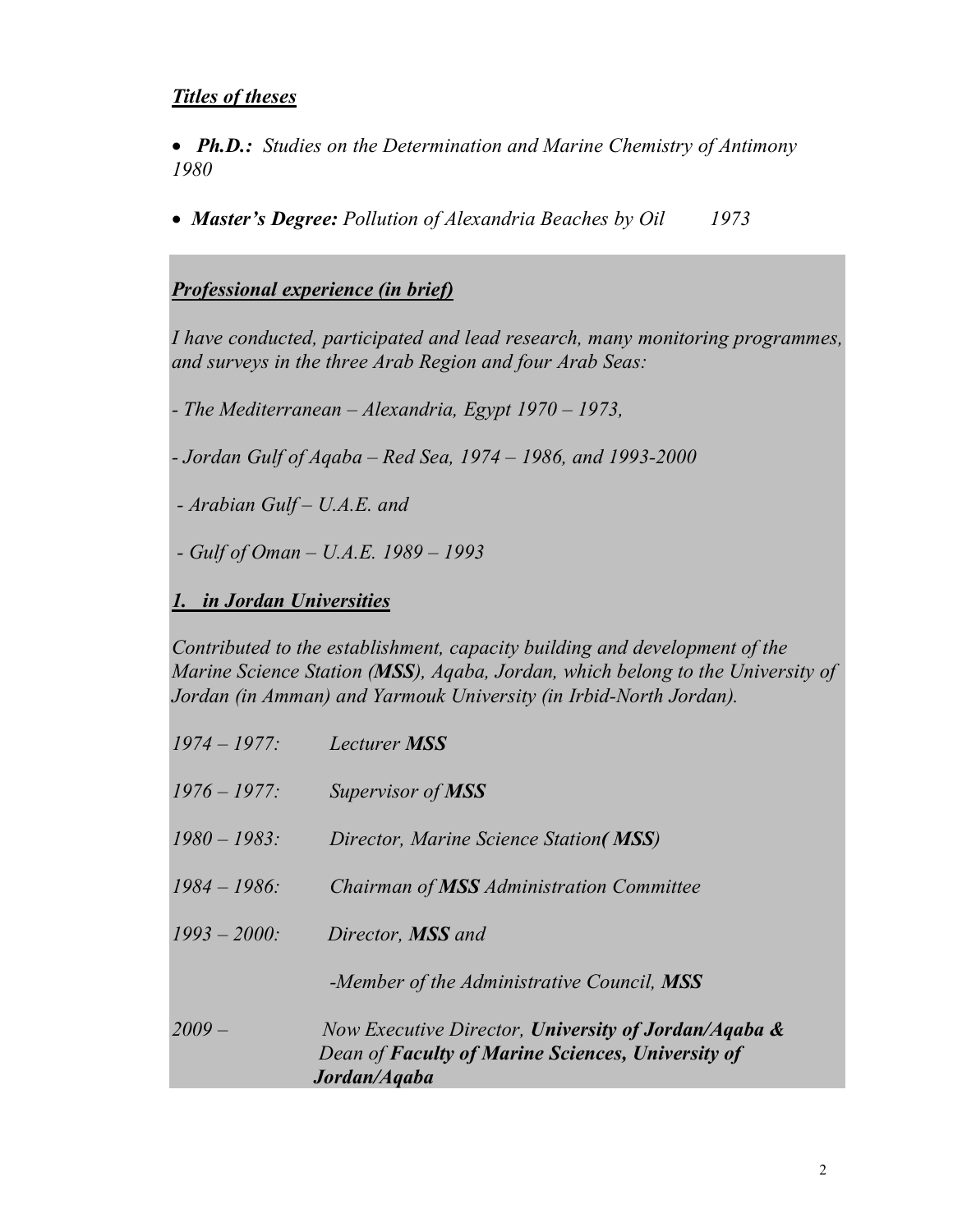***Titles of theses***

- ***Ph.D.:*** *Studies on the Determination and Marine Chemistry of Antimony 1980*
- ***Master's Degree:*** *Pollution of Alexandria Beaches by Oil 1973*

***Professional experience (in brief)***

*I have conducted, participated and lead research, many monitoring programmes, and surveys in the three Arab Region and four Arab Seas:*

*- The Mediterranean – Alexandria, Egypt 1970 – 1973,*

*- Jordan Gulf of Aqaba – Red Sea, 1974 – 1986, and 1993-2000*

*- Arabian Gulf – U.A.E. and*

*- Gulf of Oman – U.A.E. 1989 – 1993*

***1. in Jordan Universities***

*Contributed to the establishment, capacity building and development of the Marine Science Station (**MSS**), Aqaba, Jordan, which belong to the University of Jordan (in Amman) and Yarmouk University (in Irbid-North Jordan).*

| | |
|---|---|
| *1974 – 1977:* | *Lecturer **MSS*** |
| *1976 – 1977:* | *Supervisor of **MSS*** |
| *1980 – 1983:* | *Director, Marine Science Station( **MSS**)* |
| *1984 – 1986:* | *Chairman of **MSS** Administration Committee* |
| *1993 – 2000:* | *Director, **MSS** and* |
| | *-Member of the Administrative Council, **MSS*** |
| *2009 –* | *Now Executive Director, **University of Jordan/Aqaba &** Dean of **Faculty of Marine Sciences, University of Jordan/Aqaba*** |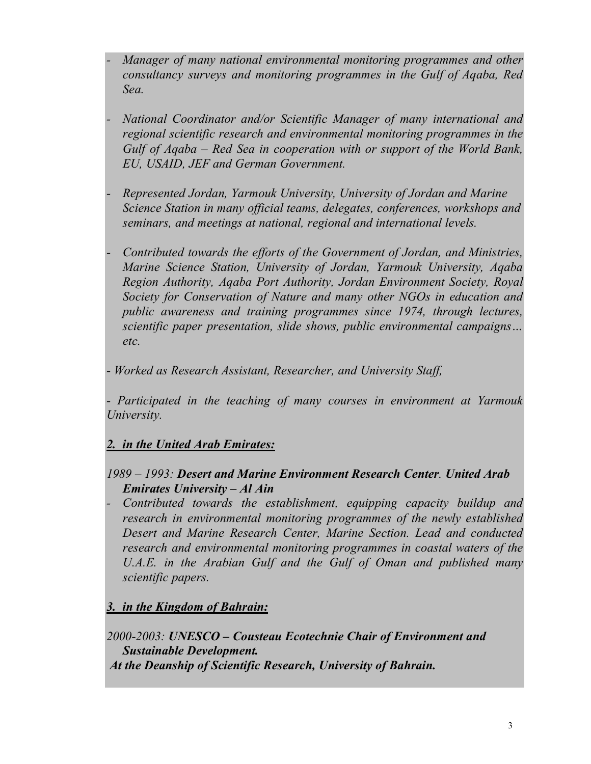- *Manager of many national environmental monitoring programmes and other consultancy surveys and monitoring programmes in the Gulf of Aqaba, Red Sea.*

- *National Coordinator and/or Scientific Manager of many international and regional scientific research and environmental monitoring programmes in the Gulf of Aqaba – Red Sea in cooperation with or support of the World Bank, EU, USAID, JEF and German Government.*

- *Represented Jordan, Yarmouk University, University of Jordan and Marine Science Station in many official teams, delegates, conferences, workshops and seminars, and meetings at national, regional and international levels.*

- *Contributed towards the efforts of the Government of Jordan, and Ministries, Marine Science Station, University of Jordan, Yarmouk University, Aqaba Region Authority, Aqaba Port Authority, Jordan Environment Society, Royal Society for Conservation of Nature and many other NGOs in education and public awareness and training programmes since 1974, through lectures, scientific paper presentation, slide shows, public environmental campaigns… etc.*

- *Worked as Research Assistant, Researcher, and University Staff,*

- *Participated in the teaching of many courses in environment at Yarmouk University.*

***2. in the United Arab Emirates:***

*1989 – 1993:* ***Desert and Marine Environment Research Center**. **United Arab Emirates University – Al Ain***

- *Contributed towards the establishment, equipping capacity buildup and research in environmental monitoring programmes of the newly established Desert and Marine Research Center, Marine Section. Lead and conducted research and environmental monitoring programmes in coastal waters of the U.A.E. in the Arabian Gulf and the Gulf of Oman and published many scientific papers.*

***3. in the Kingdom of Bahrain:***

*2000-2003:* ***UNESCO – Cousteau Ecotechnie Chair of Environment and Sustainable Development.***

***At the Deanship of Scientific Research, University of Bahrain.***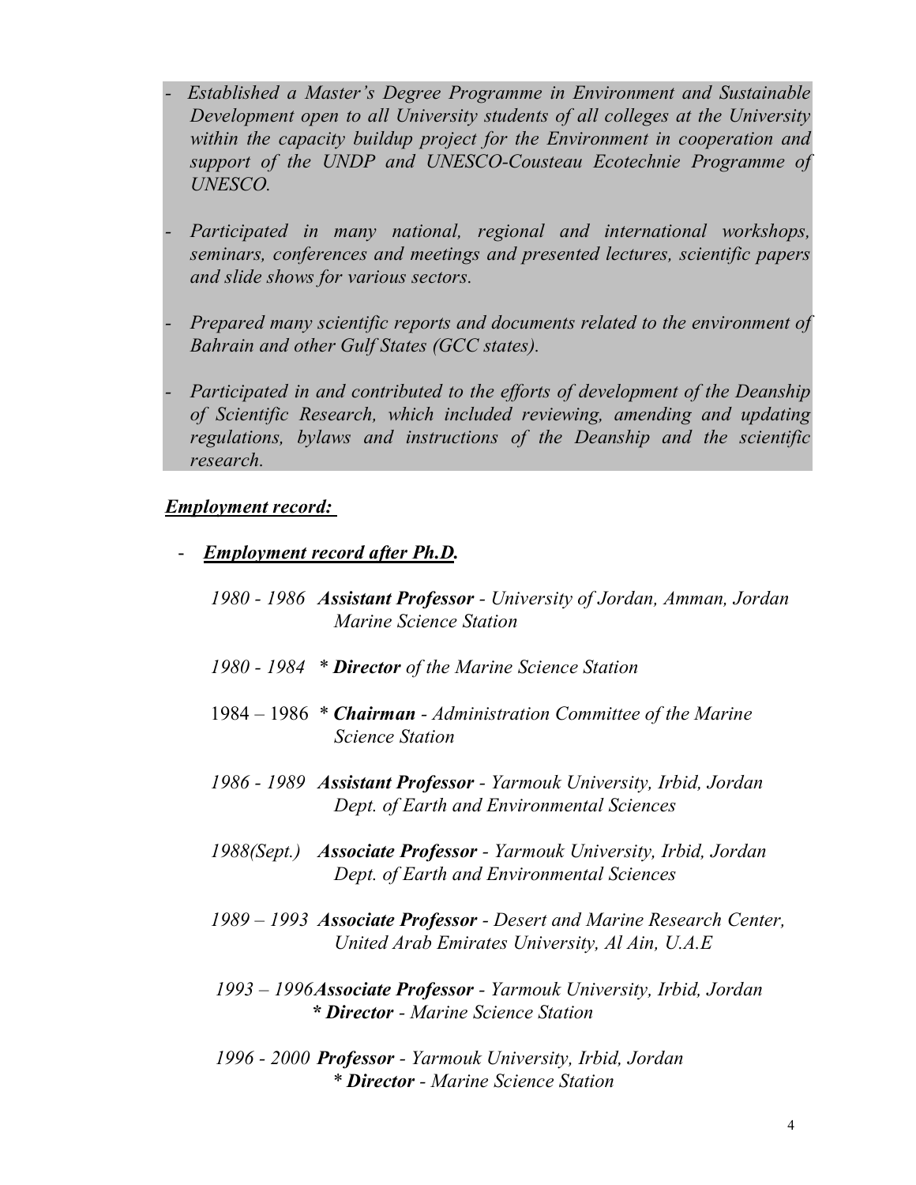- *Established a Master's Degree Programme in Environment and Sustainable Development open to all University students of all colleges at the University within the capacity buildup project for the Environment in cooperation and support of the UNDP and UNESCO-Cousteau Ecotechnie Programme of UNESCO.*

- *Participated in many national, regional and international workshops, seminars, conferences and meetings and presented lectures, scientific papers and slide shows for various sectors.*

- *Prepared many scientific reports and documents related to the environment of Bahrain and other Gulf States (GCC states).*

- *Participated in and contributed to the efforts of development of the Deanship of Scientific Research, which included reviewing, amending and updating regulations, bylaws and instructions of the Deanship and the scientific research.*

***Employment record:***

- ***Employment record after Ph.D.***

  *1980 - 1986* ***Assistant Professor*** *- University of Jordan, Amman, Jordan Marine Science Station*

  *1980 - 1984* *\** ***Director*** *of the Marine Science Station*

  1984 – 1986 \* ***Chairman*** *- Administration Committee of the Marine Science Station*

  *1986 - 1989* ***Assistant Professor*** *- Yarmouk University, Irbid, Jordan Dept. of Earth and Environmental Sciences*

  *1988(Sept.)* ***Associate Professor*** *- Yarmouk University, Irbid, Jordan Dept. of Earth and Environmental Sciences*

  *1989 – 1993* ***Associate Professor*** *- Desert and Marine Research Center, United Arab Emirates University, Al Ain, U.A.E*

  *1993 – 1996* ***Associate Professor*** *- Yarmouk University, Irbid, Jordan*
  ***\* Director*** *- Marine Science Station*

  *1996 - 2000* ***Professor*** *- Yarmouk University, Irbid, Jordan*
  *\** ***Director*** *- Marine Science Station*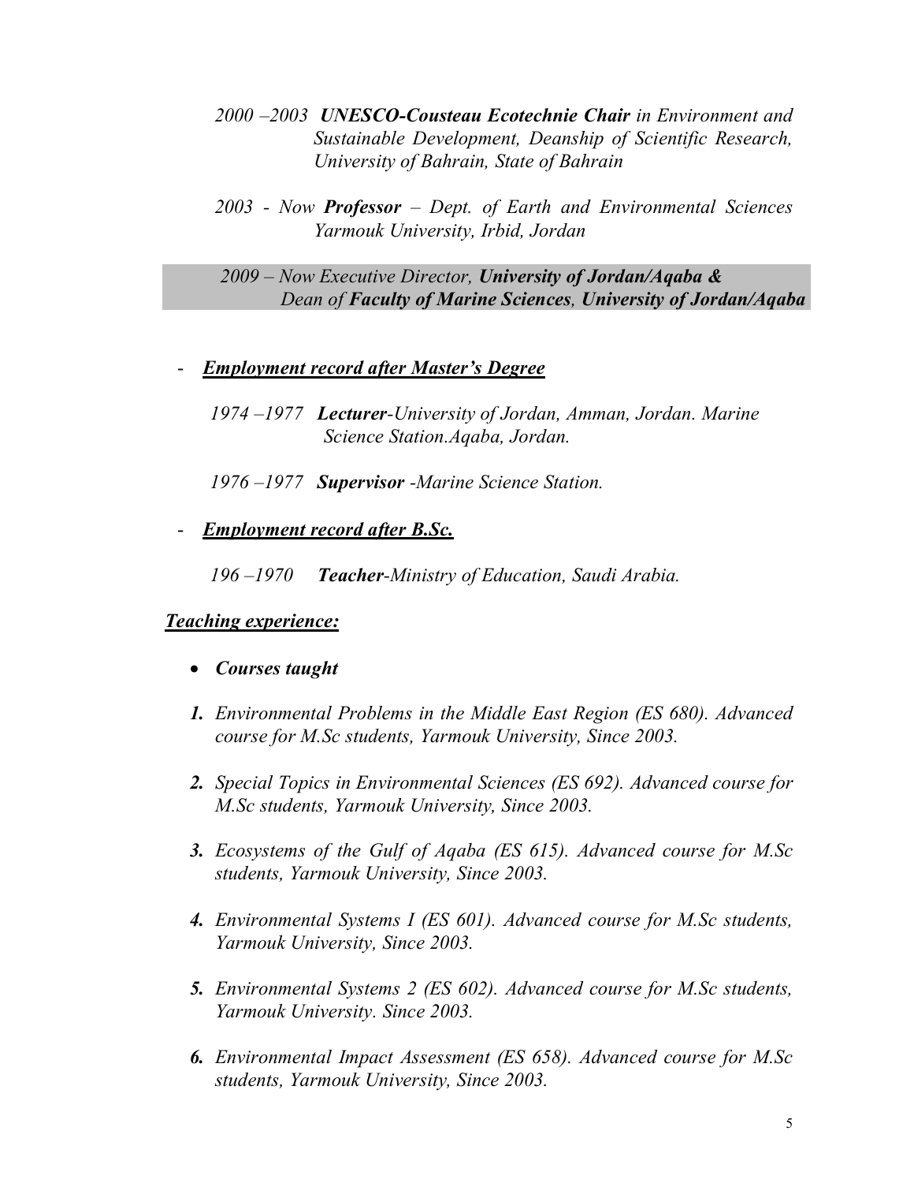*2000 –2003 **UNESCO-Cousteau Ecotechnie Chair** in Environment and Sustainable Development, Deanship of Scientific Research, University of Bahrain, State of Bahrain*

*2003 - Now **Professor** – Dept. of Earth and Environmental Sciences Yarmouk University, Irbid, Jordan*

*2009 – Now Executive Director, **University of Jordan/Aqaba &** Dean of **Faculty of Marine Sciences**, **University of Jordan/Aqaba***

- ***Employment record after Master's Degree***

  *1974 –1977 **Lecturer**-University of Jordan, Amman, Jordan. Marine Science Station.Aqaba, Jordan.*

  *1976 –1977 **Supervisor** -Marine Science Station.*

- ***Employment record after B.Sc.***

  *196 –1970 **Teacher**-Ministry of Education, Saudi Arabia.*

***Teaching experience:***

- ***Courses taught***

***1.*** *Environmental Problems in the Middle East Region (ES 680). Advanced course for M.Sc students, Yarmouk University, Since 2003.*

***2.*** *Special Topics in Environmental Sciences (ES 692). Advanced course for M.Sc students, Yarmouk University, Since 2003.*

***3.*** *Ecosystems of the Gulf of Aqaba (ES 615). Advanced course for M.Sc students, Yarmouk University, Since 2003.*

***4.*** *Environmental Systems I (ES 601). Advanced course for M.Sc students, Yarmouk University, Since 2003.*

***5.*** *Environmental Systems 2 (ES 602). Advanced course for M.Sc students, Yarmouk University. Since 2003.*

***6.*** *Environmental Impact Assessment (ES 658). Advanced course for M.Sc students, Yarmouk University, Since 2003.*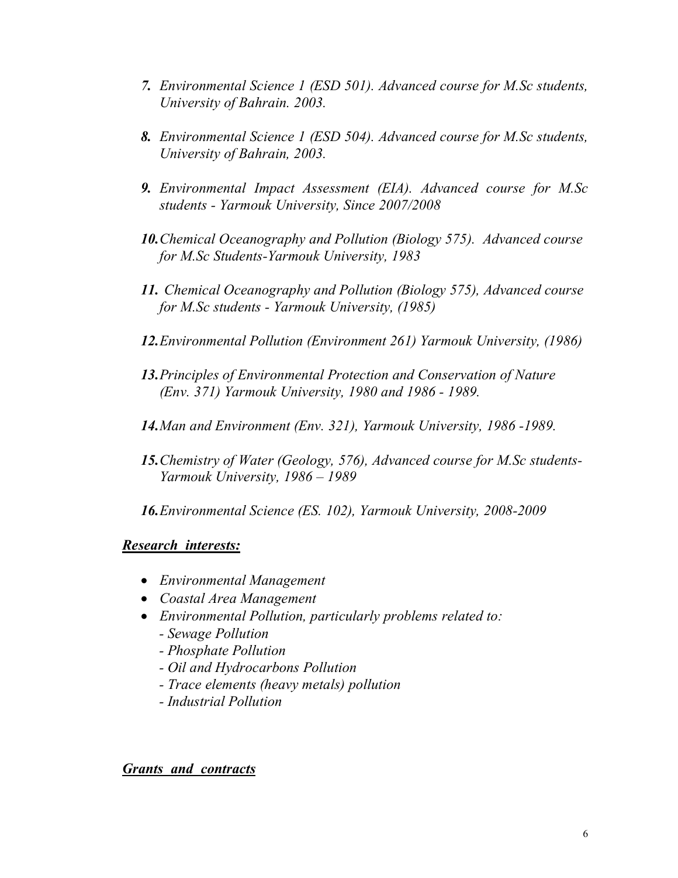7. *Environmental Science 1 (ESD 501). Advanced course for M.Sc students, University of Bahrain. 2003.*

8. *Environmental Science 1 (ESD 504). Advanced course for M.Sc students, University of Bahrain, 2003.*

9. *Environmental Impact Assessment (EIA). Advanced course for M.Sc students - Yarmouk University, Since 2007/2008*

10. *Chemical Oceanography and Pollution (Biology 575). Advanced course for M.Sc Students-Yarmouk University, 1983*

11. *Chemical Oceanography and Pollution (Biology 575), Advanced course for M.Sc students - Yarmouk University, (1985)*

12. *Environmental Pollution (Environment 261) Yarmouk University, (1986)*

13. *Principles of Environmental Protection and Conservation of Nature (Env. 371) Yarmouk University, 1980 and 1986 - 1989.*

14. *Man and Environment (Env. 321), Yarmouk University, 1986 -1989.*

15. *Chemistry of Water (Geology, 576), Advanced course for M.Sc students- Yarmouk University, 1986 – 1989*

16. *Environmental Science (ES. 102), Yarmouk University, 2008-2009*

## ***Research interests:***

- *Environmental Management*
- *Coastal Area Management*
- *Environmental Pollution, particularly problems related to:*
  - *- Sewage Pollution*
  - *- Phosphate Pollution*
  - *- Oil and Hydrocarbons Pollution*
  - *- Trace elements (heavy metals) pollution*
  - *- Industrial Pollution*

## ***Grants and contracts***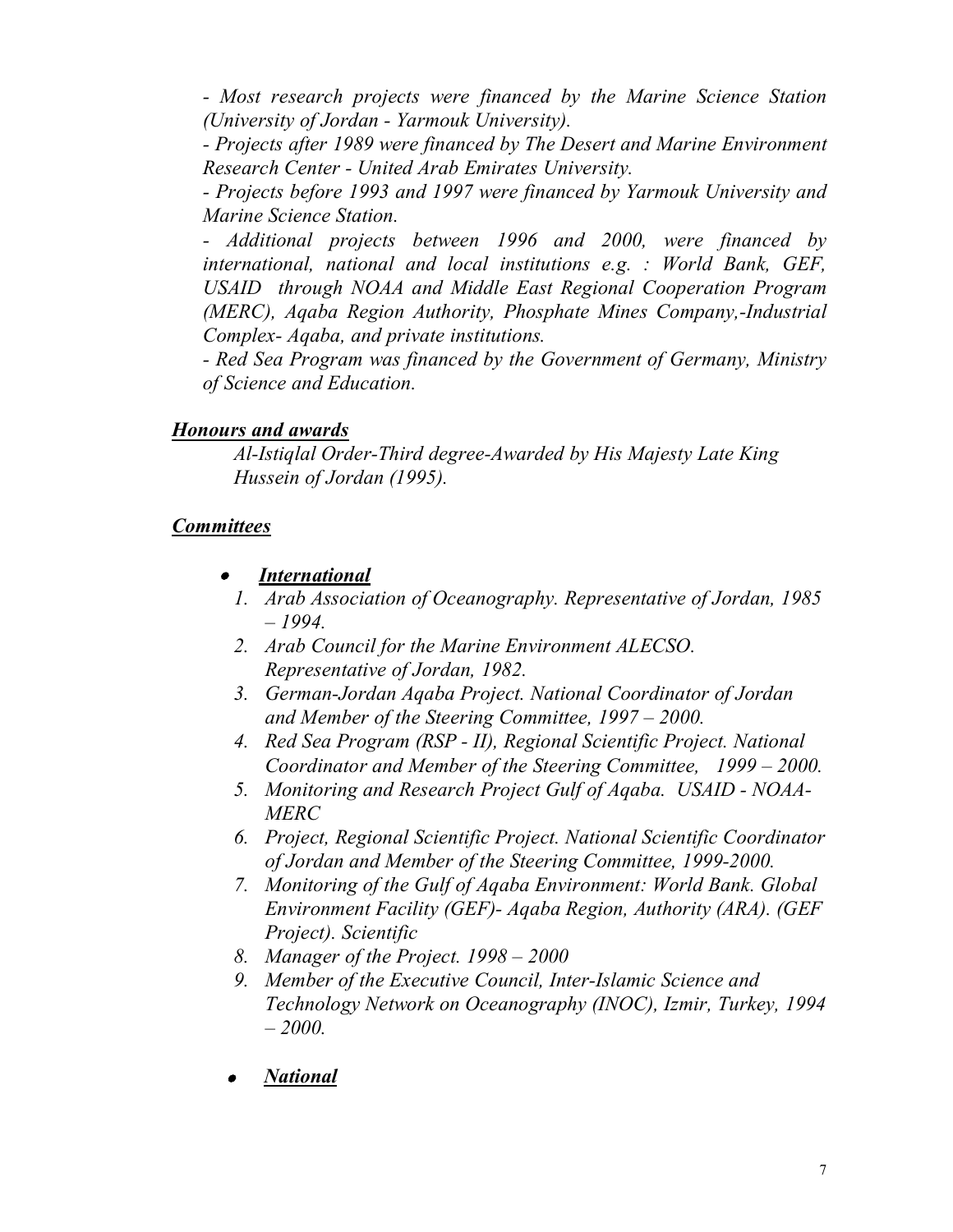*- Most research projects were financed by the Marine Science Station (University of Jordan - Yarmouk University).*

*- Projects after 1989 were financed by The Desert and Marine Environment Research Center - United Arab Emirates University.*

*- Projects before 1993 and 1997 were financed by Yarmouk University and Marine Science Station.*

*- Additional projects between 1996 and 2000, were financed by international, national and local institutions e.g. : World Bank, GEF, USAID through NOAA and Middle East Regional Cooperation Program (MERC), Aqaba Region Authority, Phosphate Mines Company,-Industrial Complex- Aqaba, and private institutions.*

*- Red Sea Program was financed by the Government of Germany, Ministry of Science and Education.*

## ***Honours and awards***

*Al-Istiqlal Order-Third degree-Awarded by His Majesty Late King Hussein of Jordan (1995).*

## ***Committees***

- ***International***
  1. *Arab Association of Oceanography. Representative of Jordan, 1985 – 1994.*
  2. *Arab Council for the Marine Environment ALECSO. Representative of Jordan, 1982.*
  3. *German-Jordan Aqaba Project. National Coordinator of Jordan and Member of the Steering Committee, 1997 – 2000.*
  4. *Red Sea Program (RSP - II), Regional Scientific Project. National Coordinator and Member of the Steering Committee, 1999 – 2000.*
  5. *Monitoring and Research Project Gulf of Aqaba. USAID - NOAA-MERC*
  6. *Project, Regional Scientific Project. National Scientific Coordinator of Jordan and Member of the Steering Committee, 1999-2000.*
  7. *Monitoring of the Gulf of Aqaba Environment: World Bank. Global Environment Facility (GEF)- Aqaba Region, Authority (ARA). (GEF Project). Scientific*
  8. *Manager of the Project. 1998 – 2000*
  9. *Member of the Executive Council, Inter-Islamic Science and Technology Network on Oceanography (INOC), Izmir, Turkey, 1994 – 2000.*

- ***National***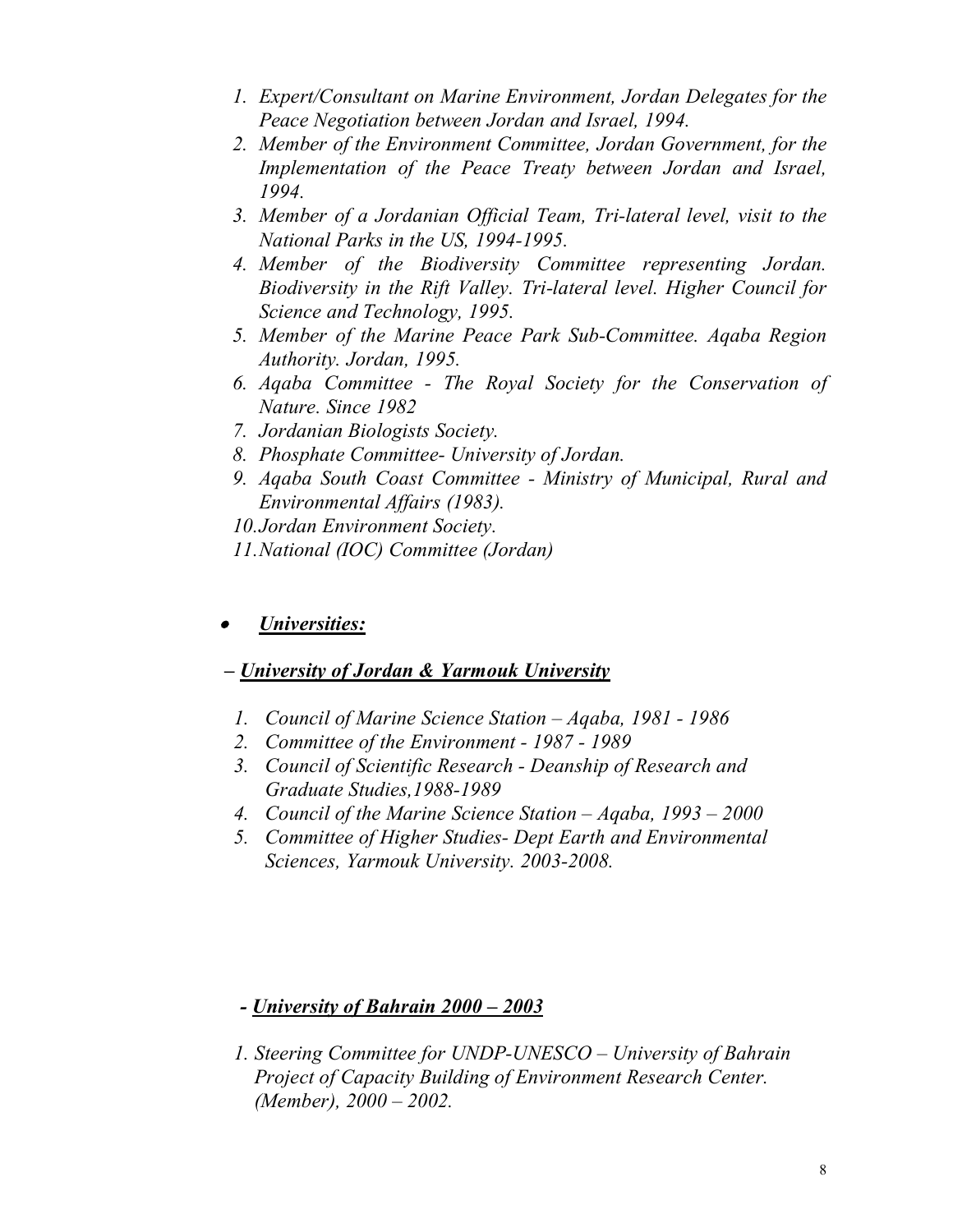1. *Expert/Consultant on Marine Environment, Jordan Delegates for the Peace Negotiation between Jordan and Israel, 1994.*
2. *Member of the Environment Committee, Jordan Government, for the Implementation of the Peace Treaty between Jordan and Israel, 1994.*
3. *Member of a Jordanian Official Team, Tri-lateral level, visit to the National Parks in the US, 1994-1995.*
4. *Member of the Biodiversity Committee representing Jordan. Biodiversity in the Rift Valley. Tri-lateral level. Higher Council for Science and Technology, 1995.*
5. *Member of the Marine Peace Park Sub-Committee. Aqaba Region Authority. Jordan, 1995.*
6. *Aqaba Committee - The Royal Society for the Conservation of Nature. Since 1982*
7. *Jordanian Biologists Society.*
8. *Phosphate Committee- University of Jordan.*
9. *Aqaba South Coast Committee - Ministry of Municipal, Rural and Environmental Affairs (1983).*
10. *Jordan Environment Society.*
11. *National (IOC) Committee (Jordan)*

- ***Universities:***

***– University of Jordan & Yarmouk University***

1. *Council of Marine Science Station – Aqaba, 1981 - 1986*
2. *Committee of the Environment - 1987 - 1989*
3. *Council of Scientific Research - Deanship of Research and Graduate Studies,1988-1989*
4. *Council of the Marine Science Station – Aqaba, 1993 – 2000*
5. *Committee of Higher Studies- Dept Earth and Environmental Sciences, Yarmouk University. 2003-2008.*

***- University of Bahrain 2000 – 2003***

1. *Steering Committee for UNDP-UNESCO – University of Bahrain Project of Capacity Building of Environment Research Center. (Member), 2000 – 2002.*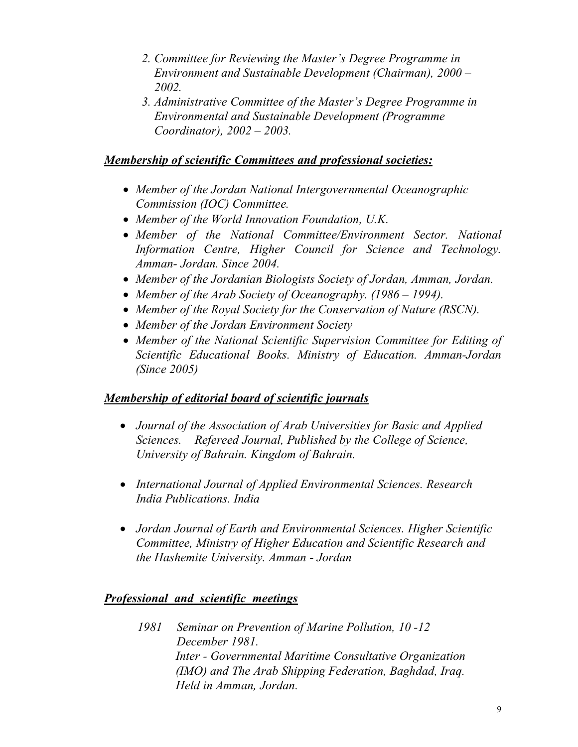2. *Committee for Reviewing the Master's Degree Programme in Environment and Sustainable Development (Chairman), 2000 – 2002.*
3. *Administrative Committee of the Master's Degree Programme in Environmental and Sustainable Development (Programme Coordinator), 2002 – 2003.*

### ***Membership of scientific Committees and professional societies:***

- *Member of the Jordan National Intergovernmental Oceanographic Commission (IOC) Committee.*
- *Member of the World Innovation Foundation, U.K.*
- *Member of the National Committee/Environment Sector. National Information Centre, Higher Council for Science and Technology. Amman- Jordan. Since 2004.*
- *Member of the Jordanian Biologists Society of Jordan, Amman, Jordan.*
- *Member of the Arab Society of Oceanography. (1986 – 1994).*
- *Member of the Royal Society for the Conservation of Nature (RSCN).*
- *Member of the Jordan Environment Society*
- *Member of the National Scientific Supervision Committee for Editing of Scientific Educational Books. Ministry of Education. Amman-Jordan (Since 2005)*

### ***Membership of editorial board of scientific journals***

- *Journal of the Association of Arab Universities for Basic and Applied Sciences. Refereed Journal, Published by the College of Science, University of Bahrain. Kingdom of Bahrain.*
- *International Journal of Applied Environmental Sciences. Research India Publications. India*
- *Jordan Journal of Earth and Environmental Sciences. Higher Scientific Committee, Ministry of Higher Education and Scientific Research and the Hashemite University. Amman - Jordan*

### ***Professional and scientific meetings***

*1981 Seminar on Prevention of Marine Pollution, 10 -12 December 1981.*
*Inter - Governmental Maritime Consultative Organization (IMO) and The Arab Shipping Federation, Baghdad, Iraq. Held in Amman, Jordan.*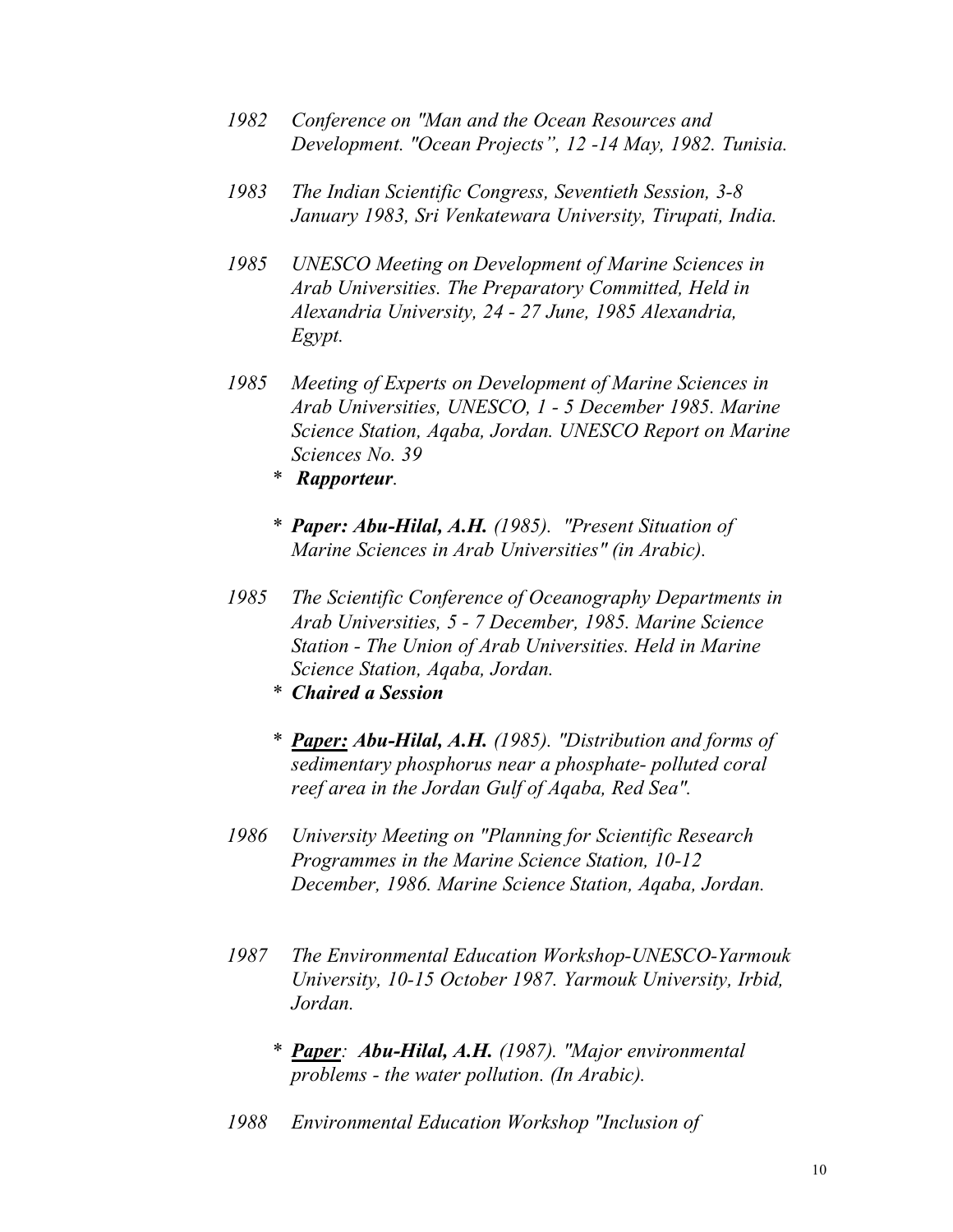*1982 Conference on "Man and the Ocean Resources and Development. "Ocean Projects", 12 -14 May, 1982. Tunisia.*

*1983 The Indian Scientific Congress, Seventieth Session, 3-8 January 1983, Sri Venkatewara University, Tirupati, India.*

*1985 UNESCO Meeting on Development of Marine Sciences in Arab Universities. The Preparatory Committed, Held in Alexandria University, 24 - 27 June, 1985 Alexandria, Egypt.*

*1985 Meeting of Experts on Development of Marine Sciences in Arab Universities, UNESCO, 1 - 5 December 1985. Marine Science Station, Aqaba, Jordan. UNESCO Report on Marine Sciences No. 39*

- ***Rapporteur**.*
- ***Paper: Abu-Hilal, A.H.** (1985). "Present Situation of Marine Sciences in Arab Universities" (in Arabic).*

*1985 The Scientific Conference of Oceanography Departments in Arab Universities, 5 - 7 December, 1985. Marine Science Station - The Union of Arab Universities. Held in Marine Science Station, Aqaba, Jordan.*

- ***Chaired a Session***
- ***<u>Paper:</u> Abu-Hilal, A.H.** (1985). "Distribution and forms of sedimentary phosphorus near a phosphate- polluted coral reef area in the Jordan Gulf of Aqaba, Red Sea".*

*1986 University Meeting on "Planning for Scientific Research Programmes in the Marine Science Station, 10-12 December, 1986. Marine Science Station, Aqaba, Jordan.*

*1987 The Environmental Education Workshop-UNESCO-Yarmouk University, 10-15 October 1987. Yarmouk University, Irbid, Jordan.*

- ***<u>Paper</u>: Abu-Hilal, A.H.** (1987). "Major environmental problems - the water pollution. (In Arabic).*

*1988 Environmental Education Workshop "Inclusion of*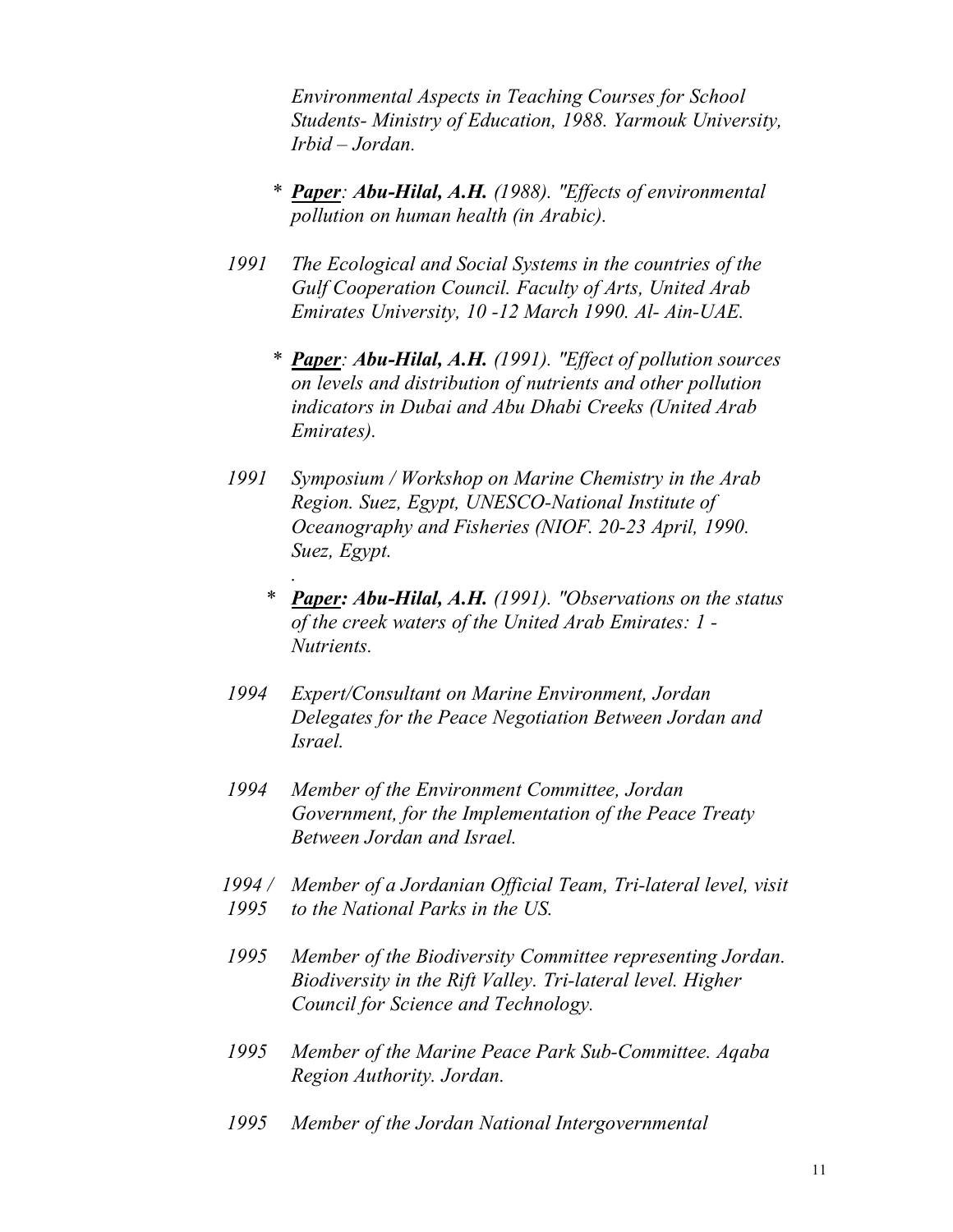*Environmental Aspects in Teaching Courses for School Students- Ministry of Education, 1988. Yarmouk University, Irbid – Jordan.*

* ***Paper**: **Abu-Hilal, A.H.** (1988). "Effects of environmental pollution on human health (in Arabic).*

*1991* *The Ecological and Social Systems in the countries of the Gulf Cooperation Council. Faculty of Arts, United Arab Emirates University, 10 -12 March 1990. Al- Ain-UAE.*

* ***Paper**: **Abu-Hilal, A.H.** (1991). "Effect of pollution sources on levels and distribution of nutrients and other pollution indicators in Dubai and Abu Dhabi Creeks (United Arab Emirates).*

*1991* *Symposium / Workshop on Marine Chemistry in the Arab Region. Suez, Egypt, UNESCO-National Institute of Oceanography and Fisheries (NIOF. 20-23 April, 1990. Suez, Egypt.*

*.*

* ***Paper: Abu-Hilal, A.H.** (1991). "Observations on the status of the creek waters of the United Arab Emirates: 1 - Nutrients.*

*1994* *Expert/Consultant on Marine Environment, Jordan Delegates for the Peace Negotiation Between Jordan and Israel.*

*1994* *Member of the Environment Committee, Jordan Government, for the Implementation of the Peace Treaty Between Jordan and Israel.*

*1994 / 1995* *Member of a Jordanian Official Team, Tri-lateral level, visit to the National Parks in the US.*

*1995* *Member of the Biodiversity Committee representing Jordan. Biodiversity in the Rift Valley. Tri-lateral level. Higher Council for Science and Technology.*

*1995* *Member of the Marine Peace Park Sub-Committee. Aqaba Region Authority. Jordan.*

*1995* *Member of the Jordan National Intergovernmental*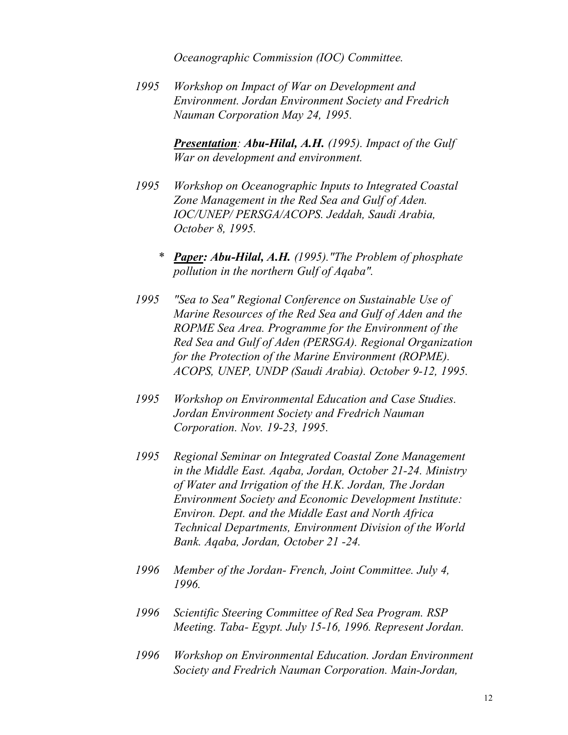*Oceanographic Commission (IOC) Committee.*

*1995 Workshop on Impact of War on Development and Environment. Jordan Environment Society and Fredrich Nauman Corporation May 24, 1995.*

***<u>Presentation</u>****: **Abu-Hilal, A.H.** (1995). Impact of the Gulf War on development and environment.*

*1995 Workshop on Oceanographic Inputs to Integrated Coastal Zone Management in the Red Sea and Gulf of Aden. IOC/UNEP/ PERSGA/ACOPS. Jeddah, Saudi Arabia, October 8, 1995.*

* ***<u>Paper</u>*: Abu-Hilal, A.H.*** *(1995)."The Problem of phosphate pollution in the northern Gulf of Aqaba".*

*1995 "Sea to Sea" Regional Conference on Sustainable Use of Marine Resources of the Red Sea and Gulf of Aden and the ROPME Sea Area. Programme for the Environment of the Red Sea and Gulf of Aden (PERSGA). Regional Organization for the Protection of the Marine Environment (ROPME). ACOPS, UNEP, UNDP (Saudi Arabia). October 9-12, 1995.*

*1995 Workshop on Environmental Education and Case Studies. Jordan Environment Society and Fredrich Nauman Corporation. Nov. 19-23, 1995.*

*1995 Regional Seminar on Integrated Coastal Zone Management in the Middle East. Aqaba, Jordan, October 21-24. Ministry of Water and Irrigation of the H.K. Jordan, The Jordan Environment Society and Economic Development Institute: Environ. Dept. and the Middle East and North Africa Technical Departments, Environment Division of the World Bank. Aqaba, Jordan, October 21 -24.*

*1996 Member of the Jordan- French, Joint Committee. July 4, 1996.*

*1996 Scientific Steering Committee of Red Sea Program. RSP Meeting. Taba- Egypt. July 15-16, 1996. Represent Jordan.*

*1996 Workshop on Environmental Education. Jordan Environment Society and Fredrich Nauman Corporation. Main-Jordan,*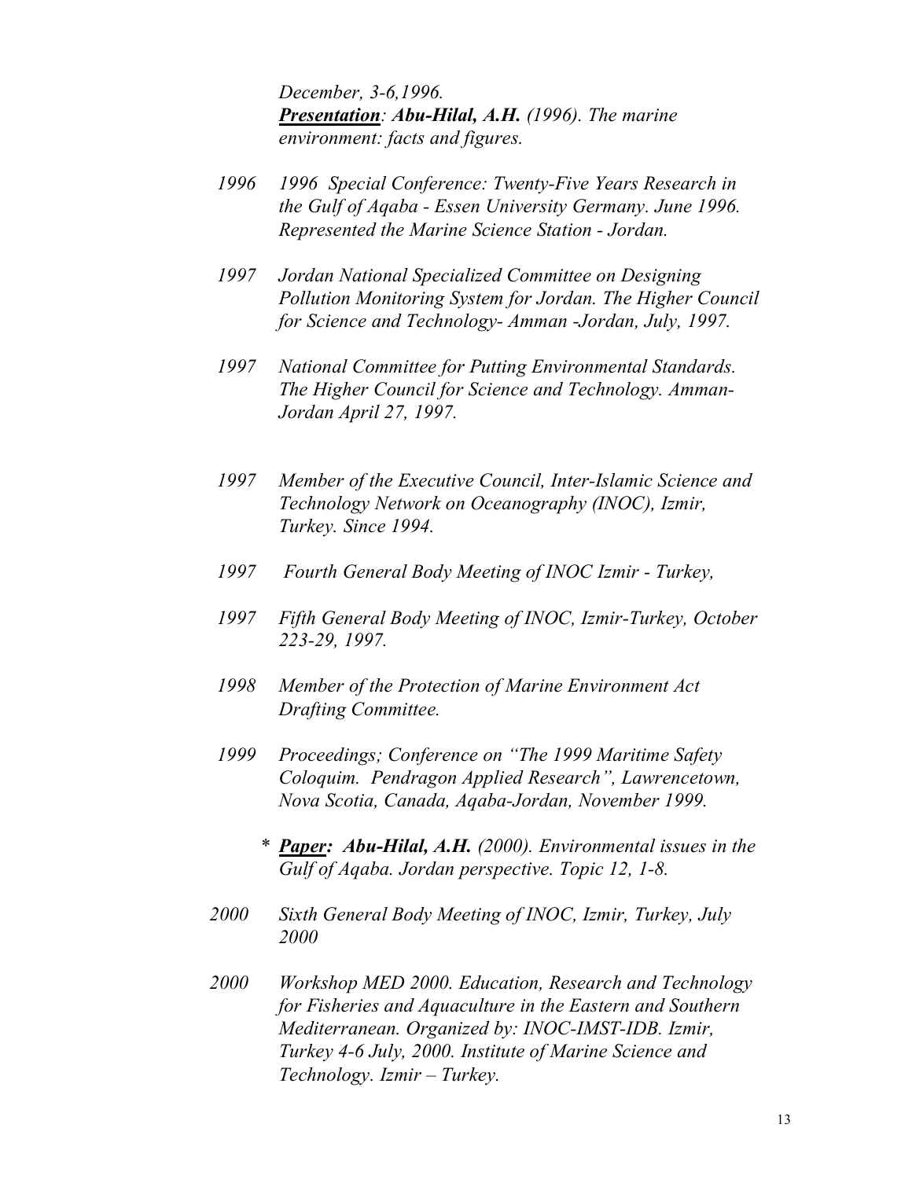*December, 3-6,1996.*
***Presentation**: **Abu-Hilal, A.H.** (1996). The marine environment: facts and figures.*

*1996* *1996 Special Conference: Twenty-Five Years Research in the Gulf of Aqaba - Essen University Germany. June 1996. Represented the Marine Science Station - Jordan.*

*1997* *Jordan National Specialized Committee on Designing Pollution Monitoring System for Jordan. The Higher Council for Science and Technology- Amman -Jordan, July, 1997.*

*1997* *National Committee for Putting Environmental Standards. The Higher Council for Science and Technology. Amman-Jordan April 27, 1997.*

*1997* *Member of the Executive Council, Inter-Islamic Science and Technology Network on Oceanography (INOC), Izmir, Turkey. Since 1994.*

*1997* *Fourth General Body Meeting of INOC Izmir - Turkey,*

*1997* *Fifth General Body Meeting of INOC, Izmir-Turkey, October 223-29, 1997.*

*1998* *Member of the Protection of Marine Environment Act Drafting Committee.*

*1999* *Proceedings; Conference on "The 1999 Maritime Safety Coloquim. Pendragon Applied Research", Lawrencetown, Nova Scotia, Canada, Aqaba-Jordan, November 1999.*

\* ***Paper:** **Abu-Hilal, A.H.** (2000). Environmental issues in the Gulf of Aqaba. Jordan perspective. Topic 12, 1-8.*

*2000* *Sixth General Body Meeting of INOC, Izmir, Turkey, July 2000*

*2000* *Workshop MED 2000. Education, Research and Technology for Fisheries and Aquaculture in the Eastern and Southern Mediterranean. Organized by: INOC-IMST-IDB. Izmir, Turkey 4-6 July, 2000. Institute of Marine Science and Technology. Izmir – Turkey.*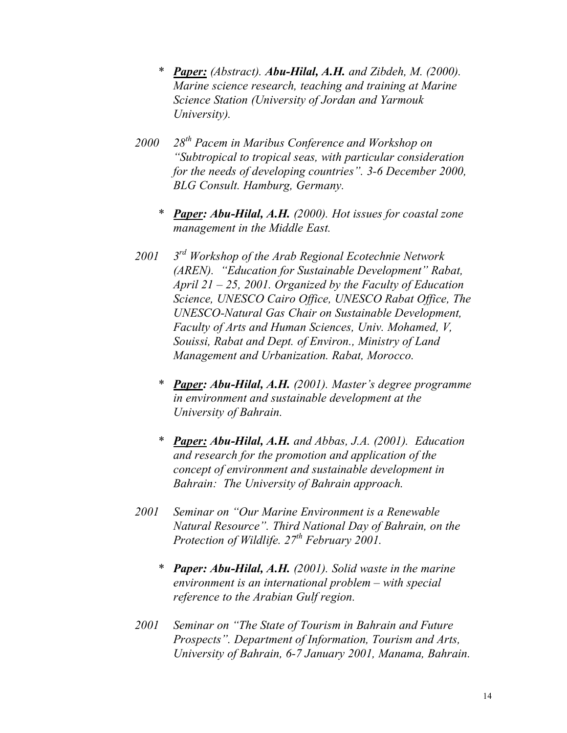* ***Paper:*** *(Abstract).* ***Abu-Hilal, A.H.*** *and Zibdeh, M. (2000). Marine science research, teaching and training at Marine Science Station (University of Jordan and Yarmouk University).*

*2000 28th Pacem in Maribus Conference and Workshop on "Subtropical to tropical seas, with particular consideration for the needs of developing countries". 3-6 December 2000, BLG Consult. Hamburg, Germany.*

* ***Paper: Abu-Hilal, A.H.*** *(2000). Hot issues for coastal zone management in the Middle East.*

*2001 3rd Workshop of the Arab Regional Ecotechnie Network (AREN). "Education for Sustainable Development" Rabat, April 21 – 25, 2001. Organized by the Faculty of Education Science, UNESCO Cairo Office, UNESCO Rabat Office, The UNESCO-Natural Gas Chair on Sustainable Development, Faculty of Arts and Human Sciences, Univ. Mohamed, V, Souissi, Rabat and Dept. of Environ., Ministry of Land Management and Urbanization. Rabat, Morocco.*

* ***Paper: Abu-Hilal, A.H.*** *(2001). Master's degree programme in environment and sustainable development at the University of Bahrain.*

* ***Paper: Abu-Hilal, A.H.*** *and Abbas, J.A. (2001). Education and research for the promotion and application of the concept of environment and sustainable development in Bahrain: The University of Bahrain approach.*

*2001 Seminar on "Our Marine Environment is a Renewable Natural Resource". Third National Day of Bahrain, on the Protection of Wildlife. 27th February 2001.*

* ***Paper: Abu-Hilal, A.H.*** *(2001). Solid waste in the marine environment is an international problem – with special reference to the Arabian Gulf region.*

*2001 Seminar on "The State of Tourism in Bahrain and Future Prospects". Department of Information, Tourism and Arts, University of Bahrain, 6-7 January 2001, Manama, Bahrain.*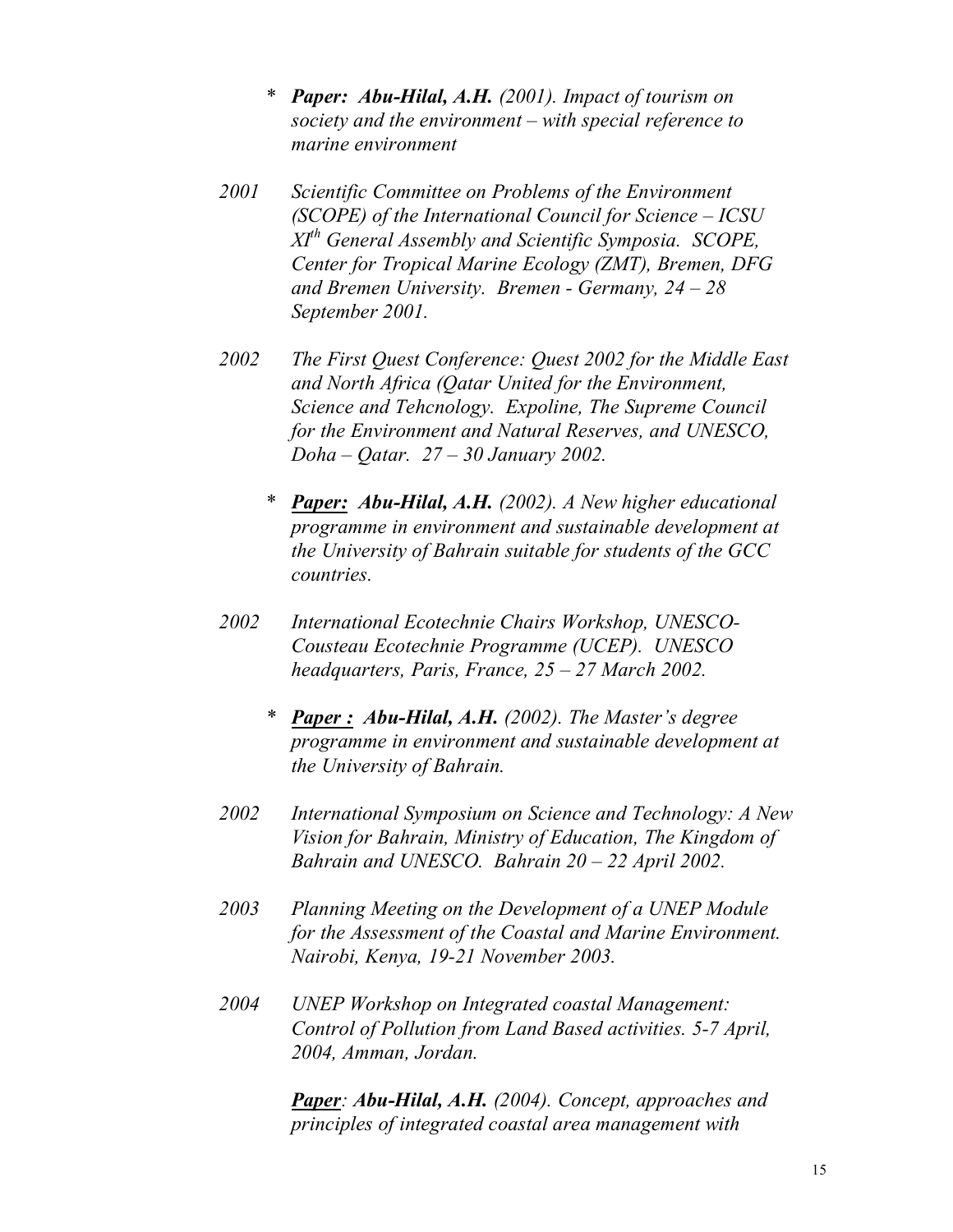- *  ***Paper: Abu-Hilal, A.H.*** *(2001). Impact of tourism on society and the environment – with special reference to marine environment*

*2001 Scientific Committee on Problems of the Environment (SCOPE) of the International Council for Science – ICSU XI[th] General Assembly and Scientific Symposia. SCOPE, Center for Tropical Marine Ecology (ZMT), Bremen, DFG and Bremen University. Bremen - Germany, 24 – 28 September 2001.*

*2002 The First Quest Conference: Quest 2002 for the Middle East and North Africa (Qatar United for the Environment, Science and Tehcnology. Expoline, The Supreme Council for the Environment and Natural Reserves, and UNESCO, Doha – Qatar. 27 – 30 January 2002.*

- *  ***<u>Paper:</u> Abu-Hilal, A.H.*** *(2002). A New higher educational programme in environment and sustainable development at the University of Bahrain suitable for students of the GCC countries.*

*2002 International Ecotechnie Chairs Workshop, UNESCO-Cousteau Ecotechnie Programme (UCEP). UNESCO headquarters, Paris, France, 25 – 27 March 2002.*

- *  ***<u>Paper :</u> Abu-Hilal, A.H.*** *(2002). The Master's degree programme in environment and sustainable development at the University of Bahrain.*

*2002 International Symposium on Science and Technology: A New Vision for Bahrain, Ministry of Education, The Kingdom of Bahrain and UNESCO. Bahrain 20 – 22 April 2002.*

*2003 Planning Meeting on the Development of a UNEP Module for the Assessment of the Coastal and Marine Environment. Nairobi, Kenya, 19-21 November 2003.*

*2004 UNEP Workshop on Integrated coastal Management: Control of Pollution from Land Based activities. 5-7 April, 2004, Amman, Jordan.*

***<u>Paper</u>*** *:* ***Abu-Hilal, A.H.*** *(2004). Concept, approaches and principles of integrated coastal area management with*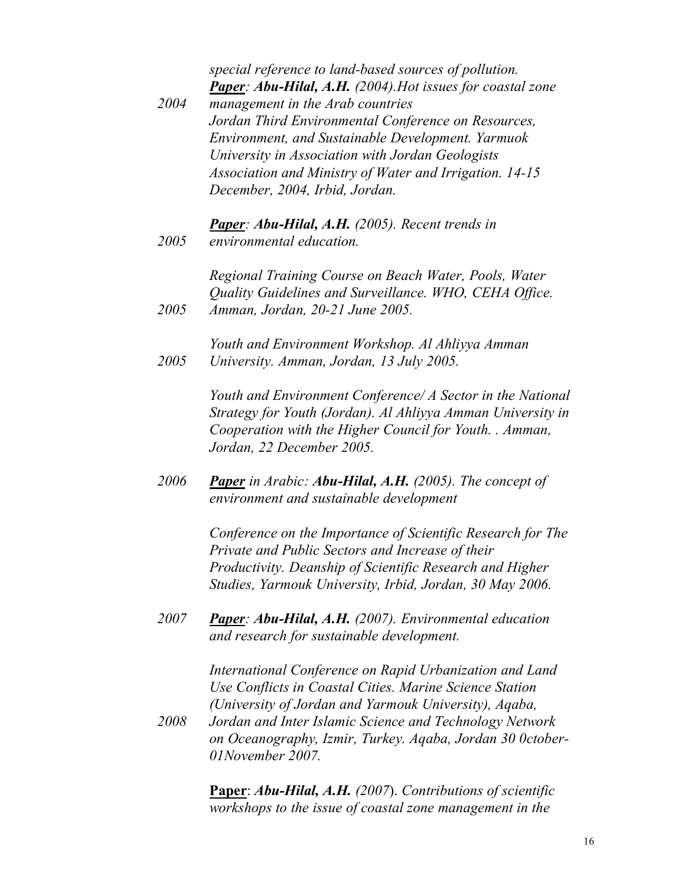*special reference to land-based sources of pollution.*

*2004* ***Paper**: **Abu-Hilal, A.H.** (2004).Hot issues for coastal zone management in the Arab countries*
*Jordan Third Environmental Conference on Resources, Environment, and Sustainable Development. Yarmuok University in Association with Jordan Geologists Association and Ministry of Water and Irrigation. 14-15 December, 2004, Irbid, Jordan.*

*2005* ***Paper**: **Abu-Hilal, A.H.** (2005). Recent trends in environmental education.*

*2005* *Regional Training Course on Beach Water, Pools, Water Quality Guidelines and Surveillance. WHO, CEHA Office. Amman, Jordan, 20-21 June 2005.*

*2005* *Youth and Environment Workshop. Al Ahliyya Amman University. Amman, Jordan, 13 July 2005.*

*Youth and Environment Conference/ A Sector in the National Strategy for Youth (Jordan). Al Ahliyya Amman University in Cooperation with the Higher Council for Youth. . Amman, Jordan, 22 December 2005.*

*2006* ***Paper** in Arabic: **Abu-Hilal, A.H.** (2005). The concept of environment and sustainable development*

*Conference on the Importance of Scientific Research for The Private and Public Sectors and Increase of their Productivity. Deanship of Scientific Research and Higher Studies, Yarmouk University, Irbid, Jordan, 30 May 2006.*

*2007* ***Paper**: **Abu-Hilal, A.H.** (2007). Environmental education and research for sustainable development.*

*2008* *International Conference on Rapid Urbanization and Land Use Conflicts in Coastal Cities. Marine Science Station (University of Jordan and Yarmouk University), Aqaba, Jordan and Inter Islamic Science and Technology Network on Oceanography, Izmir, Turkey. Aqaba, Jordan 30 0ctober-01November 2007.*

**Paper**: ***Abu-Hilal, A.H.*** *(2007*). *Contributions of scientific workshops to the issue of coastal zone management in the*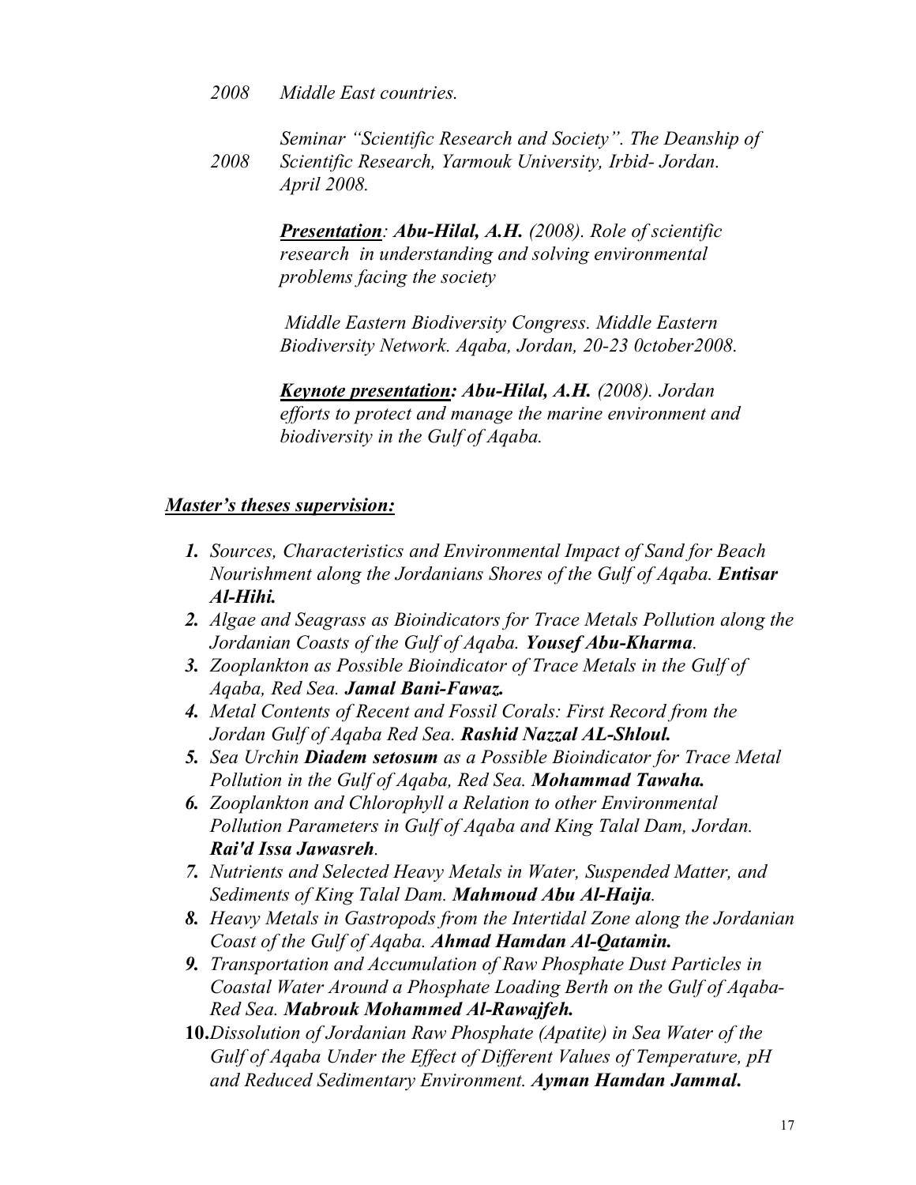*2008 Middle East countries.*

*2008 Seminar "Scientific Research and Society". The Deanship of Scientific Research, Yarmouk University, Irbid- Jordan. April 2008.*

***Presentation**: **Abu-Hilal, A.H.** (2008). Role of scientific research in understanding and solving environmental problems facing the society*

*Middle Eastern Biodiversity Congress. Middle Eastern Biodiversity Network. Aqaba, Jordan, 20-23 0ctober2008.*

***Keynote presentation: Abu-Hilal, A.H.** (2008). Jordan efforts to protect and manage the marine environment and biodiversity in the Gulf of Aqaba.*

***Master's theses supervision:***

1. *Sources, Characteristics and Environmental Impact of Sand for Beach Nourishment along the Jordanians Shores of the Gulf of Aqaba. **Entisar Al-Hihi.***
2. *Algae and Seagrass as Bioindicators for Trace Metals Pollution along the Jordanian Coasts of the Gulf of Aqaba. **Yousef Abu-Kharma**.*
3. *Zooplankton as Possible Bioindicator of Trace Metals in the Gulf of Aqaba, Red Sea. **Jamal Bani-Fawaz.***
4. *Metal Contents of Recent and Fossil Corals: First Record from the Jordan Gulf of Aqaba Red Sea. **Rashid Nazzal AL-Shloul.***
5. *Sea Urchin **Diadem setosum** as a Possible Bioindicator for Trace Metal Pollution in the Gulf of Aqaba, Red Sea. **Mohammad Tawaha.***
6. *Zooplankton and Chlorophyll a Relation to other Environmental Pollution Parameters in Gulf of Aqaba and King Talal Dam, Jordan. **Rai'd Issa Jawasreh**.*
7. *Nutrients and Selected Heavy Metals in Water, Suspended Matter, and Sediments of King Talal Dam. **Mahmoud Abu Al-Haija**.*
8. *Heavy Metals in Gastropods from the Intertidal Zone along the Jordanian Coast of the Gulf of Aqaba. **Ahmad Hamdan Al-Qatamin.***
9. *Transportation and Accumulation of Raw Phosphate Dust Particles in Coastal Water Around a Phosphate Loading Berth on the Gulf of Aqaba-Red Sea. **Mabrouk Mohammed Al-Rawajfeh.***
10. *Dissolution of Jordanian Raw Phosphate (Apatite) in Sea Water of the Gulf of Aqaba Under the Effect of Different Values of Temperature, pH and Reduced Sedimentary Environment. **Ayman Hamdan Jammal.***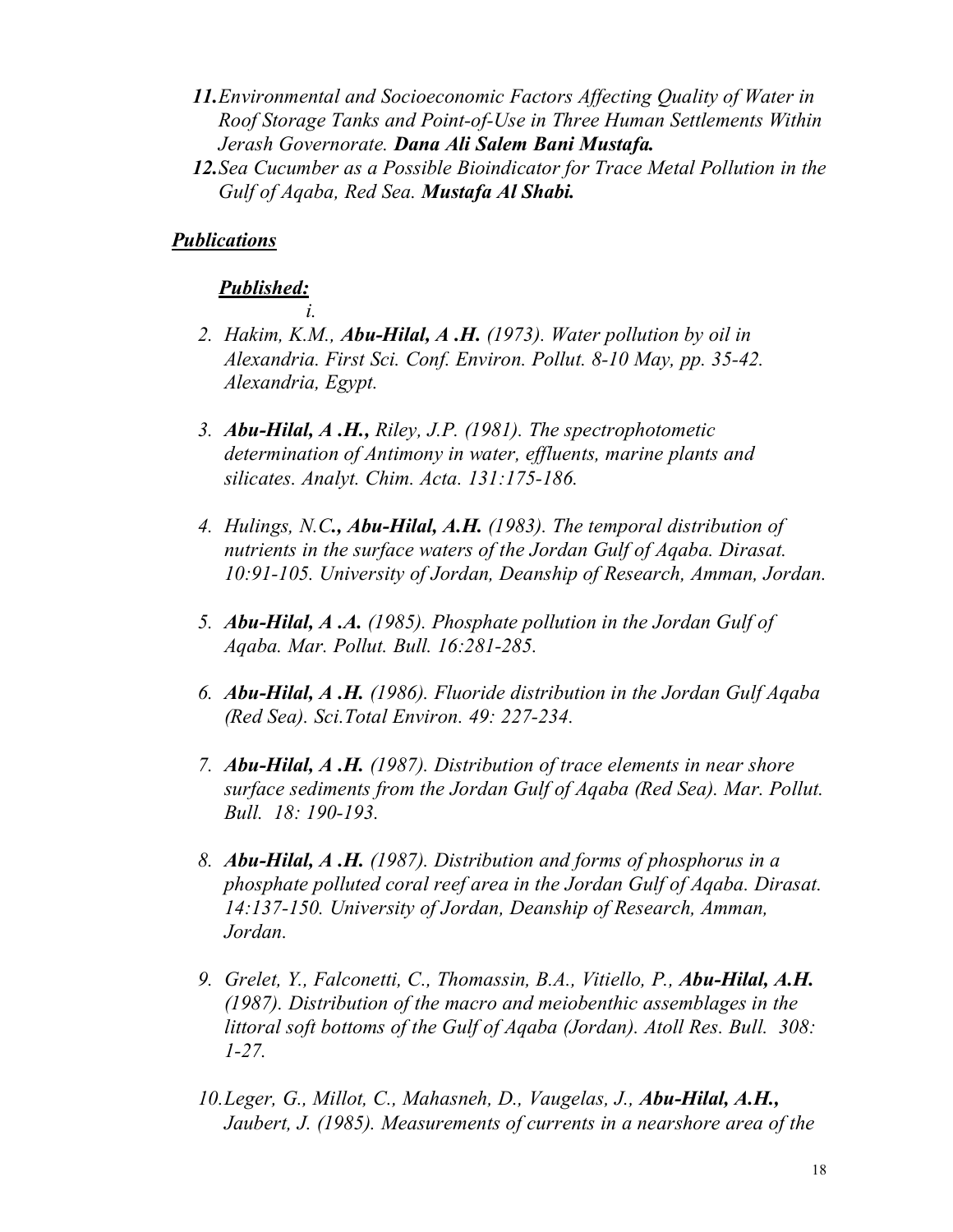11. *Environmental and Socioeconomic Factors Affecting Quality of Water in Roof Storage Tanks and Point-of-Use in Three Human Settlements Within Jerash Governorate.* ***Dana Ali Salem Bani Mustafa.***
12. *Sea Cucumber as a Possible Bioindicator for Trace Metal Pollution in the Gulf of Aqaba, Red Sea.* ***Mustafa Al Shabi.***

## ***Publications***

### ***Published:***

*i.*

2. *Hakim, K.M.,* ***Abu-Hilal, A .H.*** *(1973). Water pollution by oil in Alexandria. First Sci. Conf. Environ. Pollut. 8-10 May, pp. 35-42. Alexandria, Egypt.*

3. ***Abu-Hilal, A .H.,*** *Riley, J.P. (1981). The spectrophotometic determination of Antimony in water, effluents, marine plants and silicates. Analyt. Chim. Acta. 131:175-186.*

4. *Hulings, N.C**., Abu-Hilal, A.H.*** *(1983). The temporal distribution of nutrients in the surface waters of the Jordan Gulf of Aqaba. Dirasat. 10:91-105. University of Jordan, Deanship of Research, Amman, Jordan.*

5. ***Abu-Hilal, A .A.*** *(1985). Phosphate pollution in the Jordan Gulf of Aqaba. Mar. Pollut. Bull. 16:281-285.*

6. ***Abu-Hilal, A .H.*** *(1986). Fluoride distribution in the Jordan Gulf Aqaba (Red Sea). Sci.Total Environ. 49: 227-234.*

7. ***Abu-Hilal, A .H.*** *(1987). Distribution of trace elements in near shore surface sediments from the Jordan Gulf of Aqaba (Red Sea). Mar. Pollut. Bull. 18: 190-193.*

8. ***Abu-Hilal, A .H.*** *(1987). Distribution and forms of phosphorus in a phosphate polluted coral reef area in the Jordan Gulf of Aqaba. Dirasat. 14:137-150. University of Jordan, Deanship of Research, Amman, Jordan.*

9. *Grelet, Y., Falconetti, C., Thomassin, B.A., Vitiello, P.,* ***Abu-Hilal, A.H.*** *(1987). Distribution of the macro and meiobenthic assemblages in the littoral soft bottoms of the Gulf of Aqaba (Jordan). Atoll Res. Bull. 308: 1-27.*

10. *Leger, G., Millot, C., Mahasneh, D., Vaugelas, J.,* ***Abu-Hilal, A.H.,*** *Jaubert, J. (1985). Measurements of currents in a nearshore area of the*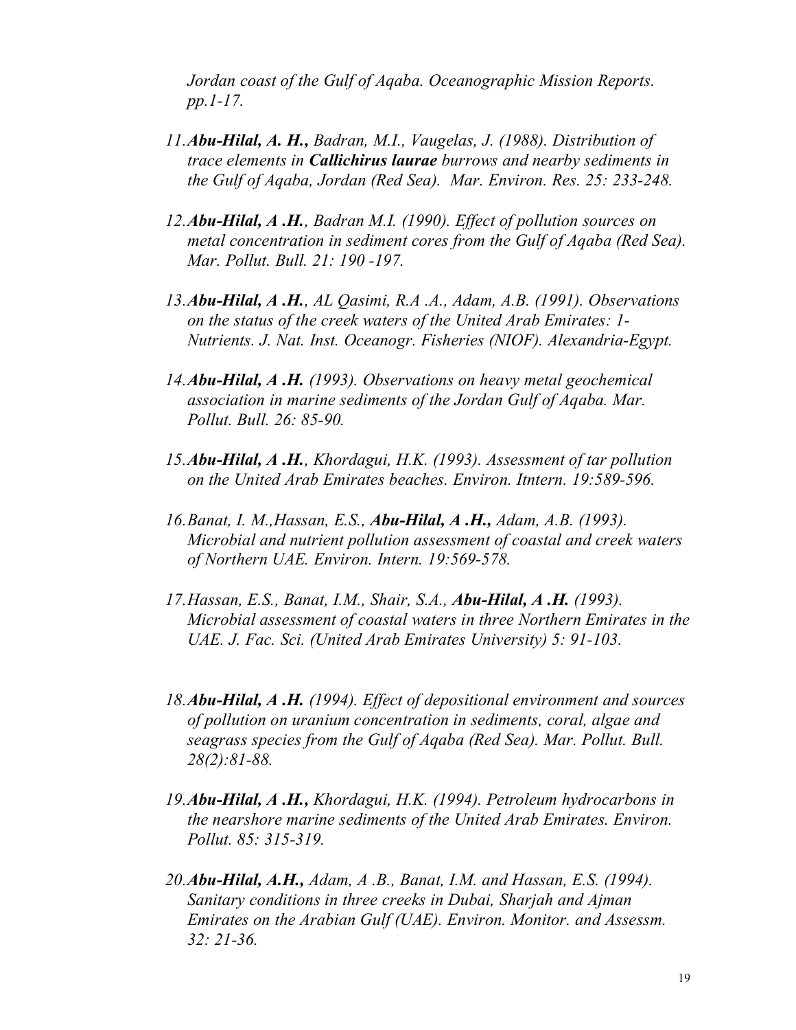*Jordan coast of the Gulf of Aqaba. Oceanographic Mission Reports. pp.1-17.*

11. ***Abu-Hilal, A. H.,*** *Badran, M.I., Vaugelas, J. (1988). Distribution of trace elements in* ***Callichirus laurae*** *burrows and nearby sediments in the Gulf of Aqaba, Jordan (Red Sea). Mar. Environ. Res. 25: 233-248.*

12. ***Abu-Hilal, A .H.****, Badran M.I. (1990). Effect of pollution sources on metal concentration in sediment cores from the Gulf of Aqaba (Red Sea). Mar. Pollut. Bull. 21: 190 -197.*

13. ***Abu-Hilal, A .H.****, AL Qasimi, R.A .A., Adam, A.B. (1991). Observations on the status of the creek waters of the United Arab Emirates: 1-Nutrients. J. Nat. Inst. Oceanogr. Fisheries (NIOF). Alexandria-Egypt.*

14. ***Abu-Hilal, A .H.*** *(1993). Observations on heavy metal geochemical association in marine sediments of the Jordan Gulf of Aqaba. Mar. Pollut. Bull. 26: 85-90.*

15. ***Abu-Hilal, A .H.****, Khordagui, H.K. (1993). Assessment of tar pollution on the United Arab Emirates beaches. Environ. Itntern. 19:589-596.*

16. *Banat, I. M.,Hassan, E.S.,* ***Abu-Hilal, A .H.,*** *Adam, A.B. (1993). Microbial and nutrient pollution assessment of coastal and creek waters of Northern UAE. Environ. Intern. 19:569-578.*

17. *Hassan, E.S., Banat, I.M., Shair, S.A.,* ***Abu-Hilal, A .H.*** *(1993). Microbial assessment of coastal waters in three Northern Emirates in the UAE. J. Fac. Sci. (United Arab Emirates University) 5: 91-103.*

18. ***Abu-Hilal, A .H.*** *(1994). Effect of depositional environment and sources of pollution on uranium concentration in sediments, coral, algae and seagrass species from the Gulf of Aqaba (Red Sea). Mar. Pollut. Bull. 28(2):81-88.*

19. ***Abu-Hilal, A .H.,*** *Khordagui, H.K. (1994). Petroleum hydrocarbons in the nearshore marine sediments of the United Arab Emirates. Environ. Pollut. 85: 315-319.*

20. ***Abu-Hilal, A.H.,*** *Adam, A .B., Banat, I.M. and Hassan, E.S. (1994). Sanitary conditions in three creeks in Dubai, Sharjah and Ajman Emirates on the Arabian Gulf (UAE). Environ. Monitor. and Assessm. 32: 21-36.*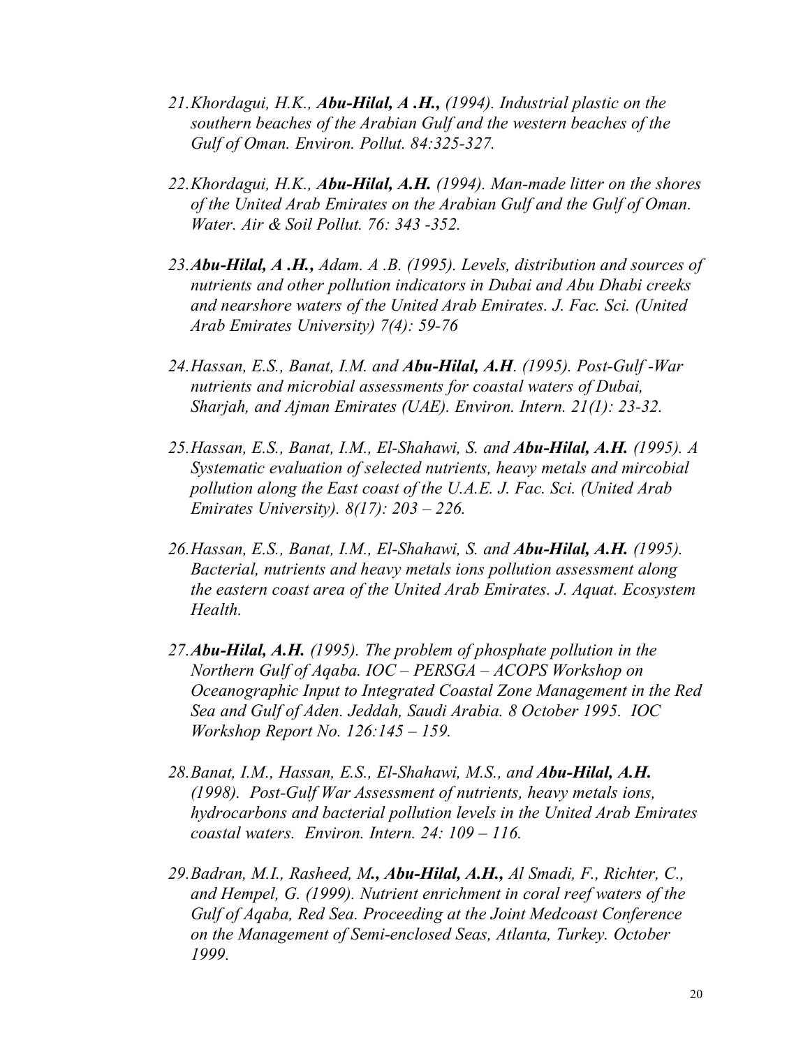21. *Khordagui, H.K., **Abu-Hilal, A .H.,** (1994). Industrial plastic on the southern beaches of the Arabian Gulf and the western beaches of the Gulf of Oman. Environ. Pollut. 84:325-327.*

22. *Khordagui, H.K., **Abu-Hilal, A.H.** (1994). Man-made litter on the shores of the United Arab Emirates on the Arabian Gulf and the Gulf of Oman. Water. Air & Soil Pollut. 76: 343 -352.*

23. ***Abu-Hilal, A .H.,** Adam. A .B. (1995). Levels, distribution and sources of nutrients and other pollution indicators in Dubai and Abu Dhabi creeks and nearshore waters of the United Arab Emirates. J. Fac. Sci. (United Arab Emirates University) 7(4): 59-76*

24. *Hassan, E.S., Banat, I.M. and **Abu-Hilal, A.H**. (1995). Post-Gulf -War nutrients and microbial assessments for coastal waters of Dubai, Sharjah, and Ajman Emirates (UAE). Environ. Intern. 21(1): 23-32.*

25. *Hassan, E.S., Banat, I.M., El-Shahawi, S. and **Abu-Hilal, A.H.** (1995). A Systematic evaluation of selected nutrients, heavy metals and mircobial pollution along the East coast of the U.A.E. J. Fac. Sci. (United Arab Emirates University). 8(17): 203 – 226.*

26. *Hassan, E.S., Banat, I.M., El-Shahawi, S. and **Abu-Hilal, A.H.** (1995). Bacterial, nutrients and heavy metals ions pollution assessment along the eastern coast area of the United Arab Emirates. J. Aquat. Ecosystem Health.*

27. ***Abu-Hilal, A.H.** (1995). The problem of phosphate pollution in the Northern Gulf of Aqaba. IOC – PERSGA – ACOPS Workshop on Oceanographic Input to Integrated Coastal Zone Management in the Red Sea and Gulf of Aden. Jeddah, Saudi Arabia. 8 October 1995. IOC Workshop Report No. 126:145 – 159.*

28. *Banat, I.M., Hassan, E.S., El-Shahawi, M.S., and **Abu-Hilal, A.H.** (1998). Post-Gulf War Assessment of nutrients, heavy metals ions, hydrocarbons and bacterial pollution levels in the United Arab Emirates coastal waters. Environ. Intern. 24: 109 – 116.*

29. *Badran, M.I., Rasheed, M**., Abu-Hilal, A.H.,** Al Smadi, F., Richter, C., and Hempel, G. (1999). Nutrient enrichment in coral reef waters of the Gulf of Aqaba, Red Sea. Proceeding at the Joint Medcoast Conference on the Management of Semi-enclosed Seas, Atlanta, Turkey. October 1999.*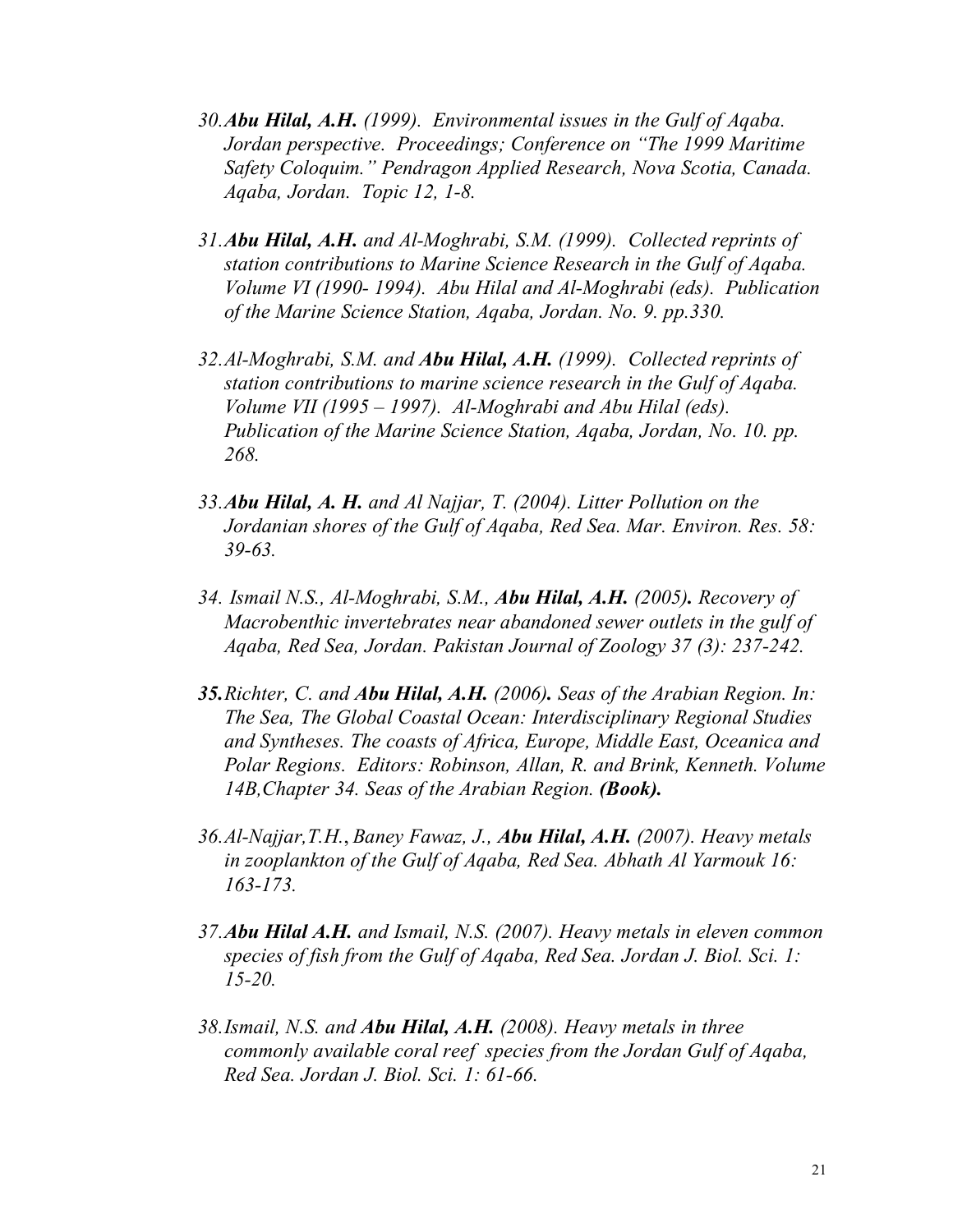30. ***Abu Hilal, A.H.*** *(1999). Environmental issues in the Gulf of Aqaba. Jordan perspective. Proceedings; Conference on "The 1999 Maritime Safety Coloquim." Pendragon Applied Research, Nova Scotia, Canada. Aqaba, Jordan. Topic 12, 1-8.*

31. ***Abu Hilal, A.H.*** *and Al-Moghrabi, S.M. (1999). Collected reprints of station contributions to Marine Science Research in the Gulf of Aqaba. Volume VI (1990- 1994). Abu Hilal and Al-Moghrabi (eds). Publication of the Marine Science Station, Aqaba, Jordan. No. 9. pp.330.*

32. *Al-Moghrabi, S.M. and* ***Abu Hilal, A.H.*** *(1999). Collected reprints of station contributions to marine science research in the Gulf of Aqaba. Volume VII (1995 – 1997). Al-Moghrabi and Abu Hilal (eds). Publication of the Marine Science Station, Aqaba, Jordan, No. 10. pp. 268.*

33. ***Abu Hilal, A. H.*** *and Al Najjar, T. (2004). Litter Pollution on the Jordanian shores of the Gulf of Aqaba, Red Sea. Mar. Environ. Res. 58: 39-63.*

34. *Ismail N.S., Al-Moghrabi, S.M.,* ***Abu Hilal, A.H.*** *(2005)**.** Recovery of Macrobenthic invertebrates near abandoned sewer outlets in the gulf of Aqaba, Red Sea, Jordan. Pakistan Journal of Zoology 37 (3): 237-242.*

***35.*** *Richter, C. and* ***Abu Hilal, A.H.*** *(2006)**.** Seas of the Arabian Region. In: The Sea, The Global Coastal Ocean: Interdisciplinary Regional Studies and Syntheses. The coasts of Africa, Europe, Middle East, Oceanica and Polar Regions. Editors: Robinson, Allan, R. and Brink, Kenneth. Volume 14B,Chapter 34. Seas of the Arabian Region.* ***(Book).***

36. *Al-Najjar,T.H.*, *Baney Fawaz, J.,* ***Abu Hilal, A.H.*** *(2007). Heavy metals in zooplankton of the Gulf of Aqaba, Red Sea. Abhath Al Yarmouk 16: 163-173.*

37. ***Abu Hilal A.H.*** *and Ismail, N.S. (2007). Heavy metals in eleven common species of fish from the Gulf of Aqaba, Red Sea. Jordan J. Biol. Sci. 1: 15-20.*

38. *Ismail, N.S. and* ***Abu Hilal, A.H.*** *(2008). Heavy metals in three commonly available coral reef species from the Jordan Gulf of Aqaba, Red Sea. Jordan J. Biol. Sci. 1: 61-66.*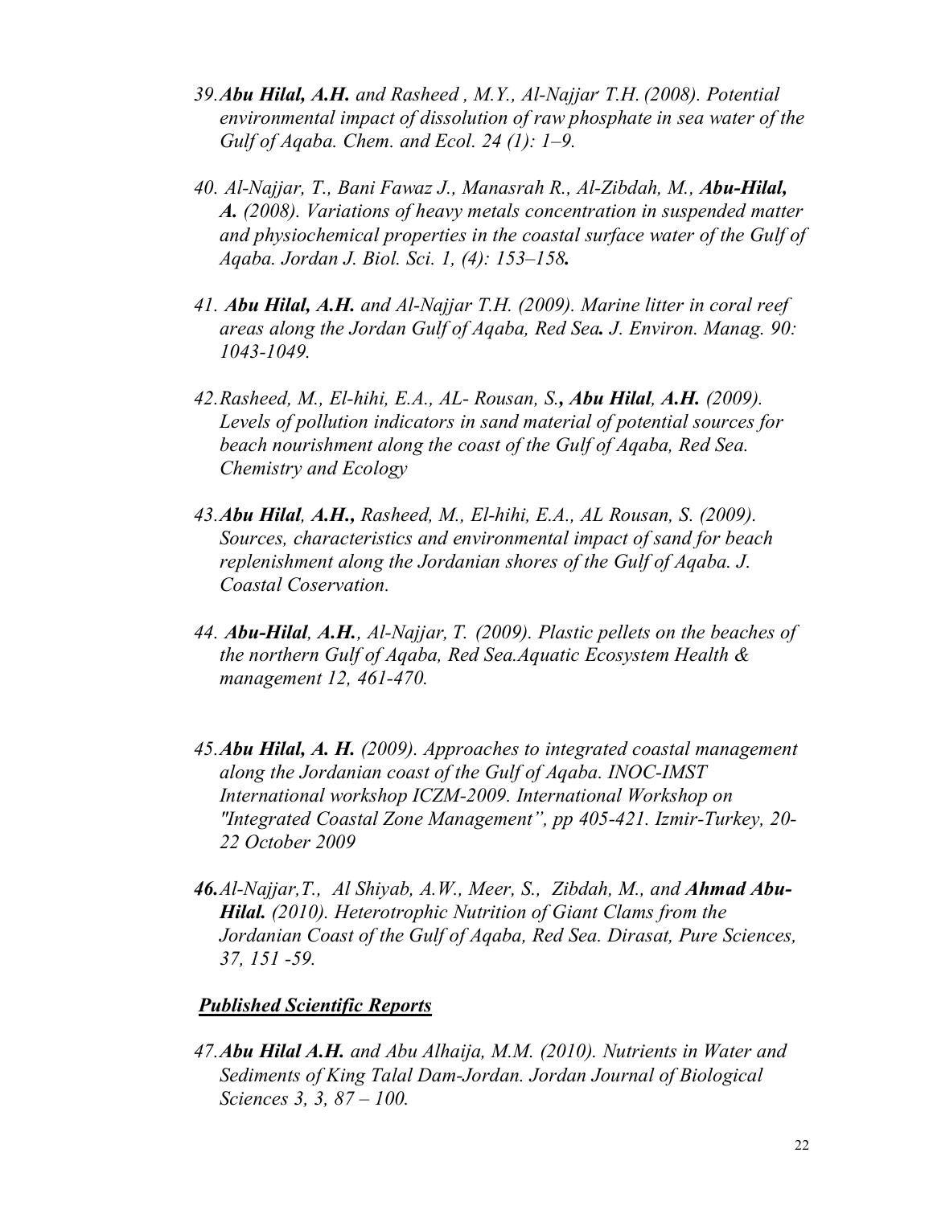39. ***Abu Hilal, A.H.*** *and Rasheed , M.Y., Al-Najjar T.H. (2008). Potential environmental impact of dissolution of raw phosphate in sea water of the Gulf of Aqaba. Chem. and Ecol. 24 (1): 1–9.*

40. *Al-Najjar, T., Bani Fawaz J., Manasrah R., Al-Zibdah, M.,* ***Abu-Hilal, A.*** *(2008). Variations of heavy metals concentration in suspended matter and physiochemical properties in the coastal surface water of the Gulf of Aqaba. Jordan J. Biol. Sci. 1, (4): 153–158.*

41. ***Abu Hilal, A.H.*** *and Al-Najjar T.H. (2009). Marine litter in coral reef areas along the Jordan Gulf of Aqaba, Red Sea. J. Environ. Manag. 90: 1043-1049.*

42. *Rasheed, M., El-hihi, E.A., AL- Rousan, S.,* ***Abu Hilal, A.H.*** *(2009). Levels of pollution indicators in sand material of potential sources for beach nourishment along the coast of the Gulf of Aqaba, Red Sea. Chemistry and Ecology*

43. ***Abu Hilal, A.H.,*** *Rasheed, M., El-hihi, E.A., AL Rousan, S. (2009). Sources, characteristics and environmental impact of sand for beach replenishment along the Jordanian shores of the Gulf of Aqaba. J. Coastal Coservation.*

44. ***Abu-Hilal, A.H.****, Al-Najjar, T. (2009). Plastic pellets on the beaches of the northern Gulf of Aqaba, Red Sea.Aquatic Ecosystem Health & management 12, 461-470.*

45. ***Abu Hilal, A. H.*** *(2009). Approaches to integrated coastal management along the Jordanian coast of the Gulf of Aqaba. INOC-IMST International workshop ICZM-2009. International Workshop on "Integrated Coastal Zone Management", pp 405-421. Izmir-Turkey, 20-22 October 2009*

46. *Al-Najjar,T., Al Shiyab, A.W., Meer, S., Zibdah, M., and* ***Ahmad Abu-Hilal.*** *(2010). Heterotrophic Nutrition of Giant Clams from the Jordanian Coast of the Gulf of Aqaba, Red Sea. Dirasat, Pure Sciences, 37, 151 -59.*

***Published Scientific Reports***

47. ***Abu Hilal A.H.*** *and Abu Alhaija, M.M. (2010). Nutrients in Water and Sediments of King Talal Dam-Jordan. Jordan Journal of Biological Sciences 3, 3, 87 – 100.*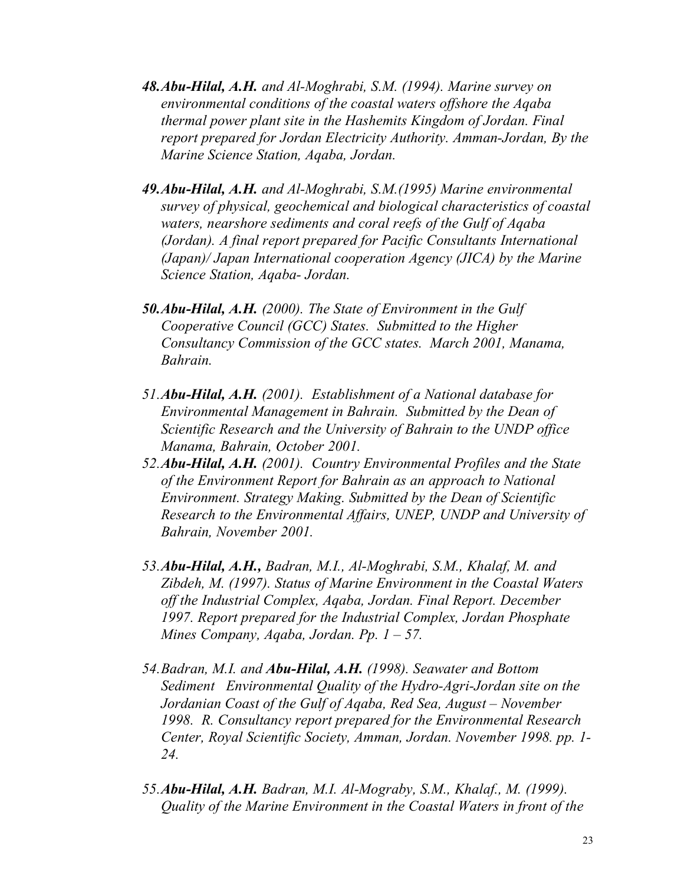*48.**Abu-Hilal, A.H.** and Al-Moghrabi, S.M. (1994). Marine survey on environmental conditions of the coastal waters offshore the Aqaba thermal power plant site in the Hashemits Kingdom of Jordan. Final report prepared for Jordan Electricity Authority. Amman-Jordan, By the Marine Science Station, Aqaba, Jordan.*

*49.**Abu-Hilal, A.H.** and Al-Moghrabi, S.M.(1995) Marine environmental survey of physical, geochemical and biological characteristics of coastal waters, nearshore sediments and coral reefs of the Gulf of Aqaba (Jordan). A final report prepared for Pacific Consultants International (Japan)/ Japan International cooperation Agency (JICA) by the Marine Science Station, Aqaba- Jordan.*

*50.**Abu-Hilal, A.H.** (2000). The State of Environment in the Gulf Cooperative Council (GCC) States. Submitted to the Higher Consultancy Commission of the GCC states. March 2001, Manama, Bahrain.*

*51.**Abu-Hilal, A.H.** (2001). Establishment of a National database for Environmental Management in Bahrain. Submitted by the Dean of Scientific Research and the University of Bahrain to the UNDP office Manama, Bahrain, October 2001.*

*52.**Abu-Hilal, A.H.** (2001). Country Environmental Profiles and the State of the Environment Report for Bahrain as an approach to National Environment. Strategy Making. Submitted by the Dean of Scientific Research to the Environmental Affairs, UNEP, UNDP and University of Bahrain, November 2001.*

*53.**Abu-Hilal, A.H.,** Badran, M.I., Al-Moghrabi, S.M., Khalaf, M. and Zibdeh, M. (1997). Status of Marine Environment in the Coastal Waters off the Industrial Complex, Aqaba, Jordan. Final Report. December 1997. Report prepared for the Industrial Complex, Jordan Phosphate Mines Company, Aqaba, Jordan. Pp. 1 – 57.*

*54.Badran, M.I. and **Abu-Hilal, A.H.** (1998). Seawater and Bottom Sediment Environmental Quality of the Hydro-Agri-Jordan site on the Jordanian Coast of the Gulf of Aqaba, Red Sea, August – November 1998. R. Consultancy report prepared for the Environmental Research Center, Royal Scientific Society, Amman, Jordan. November 1998. pp. 1-24.*

*55.**Abu-Hilal, A.H.** Badran, M.I. Al-Mograby, S.M., Khalaf., M. (1999). Quality of the Marine Environment in the Coastal Waters in front of the*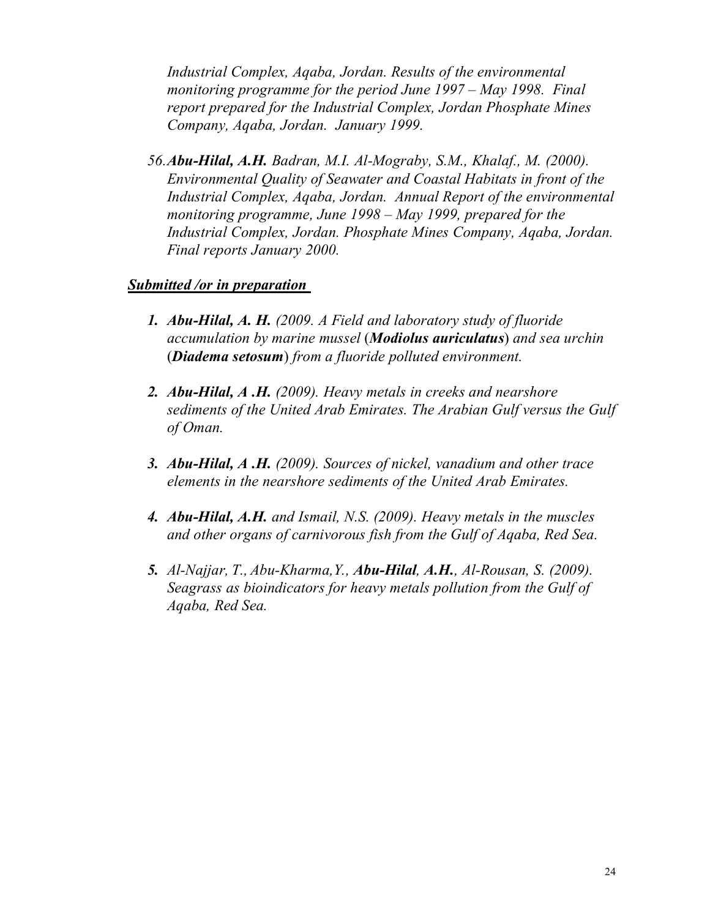*Industrial Complex, Aqaba, Jordan. Results of the environmental monitoring programme for the period June 1997 – May 1998. Final report prepared for the Industrial Complex, Jordan Phosphate Mines Company, Aqaba, Jordan. January 1999.*

56. ***Abu-Hilal, A.H.*** *Badran, M.I. Al-Mograby, S.M., Khalaf., M. (2000). Environmental Quality of Seawater and Coastal Habitats in front of the Industrial Complex, Aqaba, Jordan. Annual Report of the environmental monitoring programme, June 1998 – May 1999, prepared for the Industrial Complex, Jordan. Phosphate Mines Company, Aqaba, Jordan. Final reports January 2000.*

***<u>Submitted /or in preparation</u>***

1. ***Abu-Hilal, A. H.*** *(2009. A Field and laboratory study of fluoride accumulation by marine mussel* **(*Modiolus auriculatus*)** *and sea urchin* **(*Diadema setosum*)** *from a fluoride polluted environment.*

2. ***Abu-Hilal, A .H.*** *(2009). Heavy metals in creeks and nearshore sediments of the United Arab Emirates. The Arabian Gulf versus the Gulf of Oman.*

3. ***Abu-Hilal, A .H.*** *(2009). Sources of nickel, vanadium and other trace elements in the nearshore sediments of the United Arab Emirates.*

4. ***Abu-Hilal, A.H.*** *and Ismail, N.S. (2009). Heavy metals in the muscles and other organs of carnivorous fish from the Gulf of Aqaba, Red Sea.*

5. *Al-Najjar, T., Abu-Kharma,Y.,* ***Abu-Hilal, A.H.****, Al-Rousan, S. (2009). Seagrass as bioindicators for heavy metals pollution from the Gulf of Aqaba, Red Sea.*